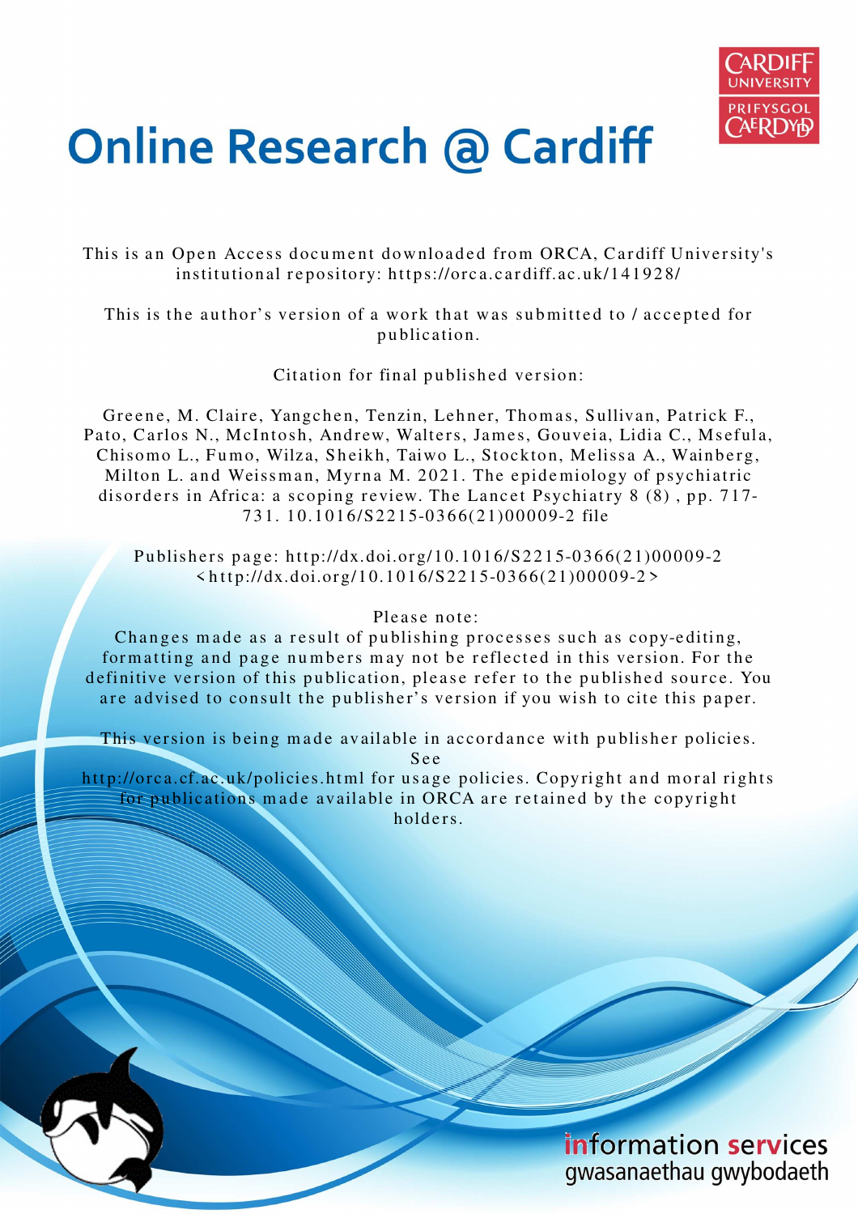# Online Research @ Cardiff

This is an Open Access document downloaded from ORCA, Cardiff University's institutional repository: https://orca.cardiff.ac.uk/141928/

This is the author's version of a work that was submitted to / accepted for publication.

Citation for final published version:

Greene, M. Claire, Yangchen, Tenzin, Lehner, Thomas, Sullivan, Patrick F., Pato, Carlos N., McIntosh, Andrew, Walters, James, Gouveia, Lidia C., Msefula, Chisomo L., Fumo, Wilza, Sheikh, Taiwo L., Stockton, Melissa A., Wainberg, Milton L. and Weissman, Myrna M. 2021. The epidemiology of psychiatric disorders in Africa: a scoping review. The Lancet Psychiatry 8 (8) , pp. 717-731. 10.1016/S2215-0366(21)00009-2 file

Publishers page: http://dx.doi.org/10.1016/S2215-0366(21)00009-2 <http://dx.doi.org/10.1016/S2215-0366(21)00009-2>

Please note:
Changes made as a result of publishing processes such as copy-editing, formatting and page numbers may not be reflected in this version. For the definitive version of this publication, please refer to the published source. You are advised to consult the publisher's version if you wish to cite this paper.

This version is being made available in accordance with publisher policies. See
http://orca.cf.ac.uk/policies.html for usage policies. Copyright and moral rights for publications made available in ORCA are retained by the copyright holders.

information services
gwasanaethau gwybodaeth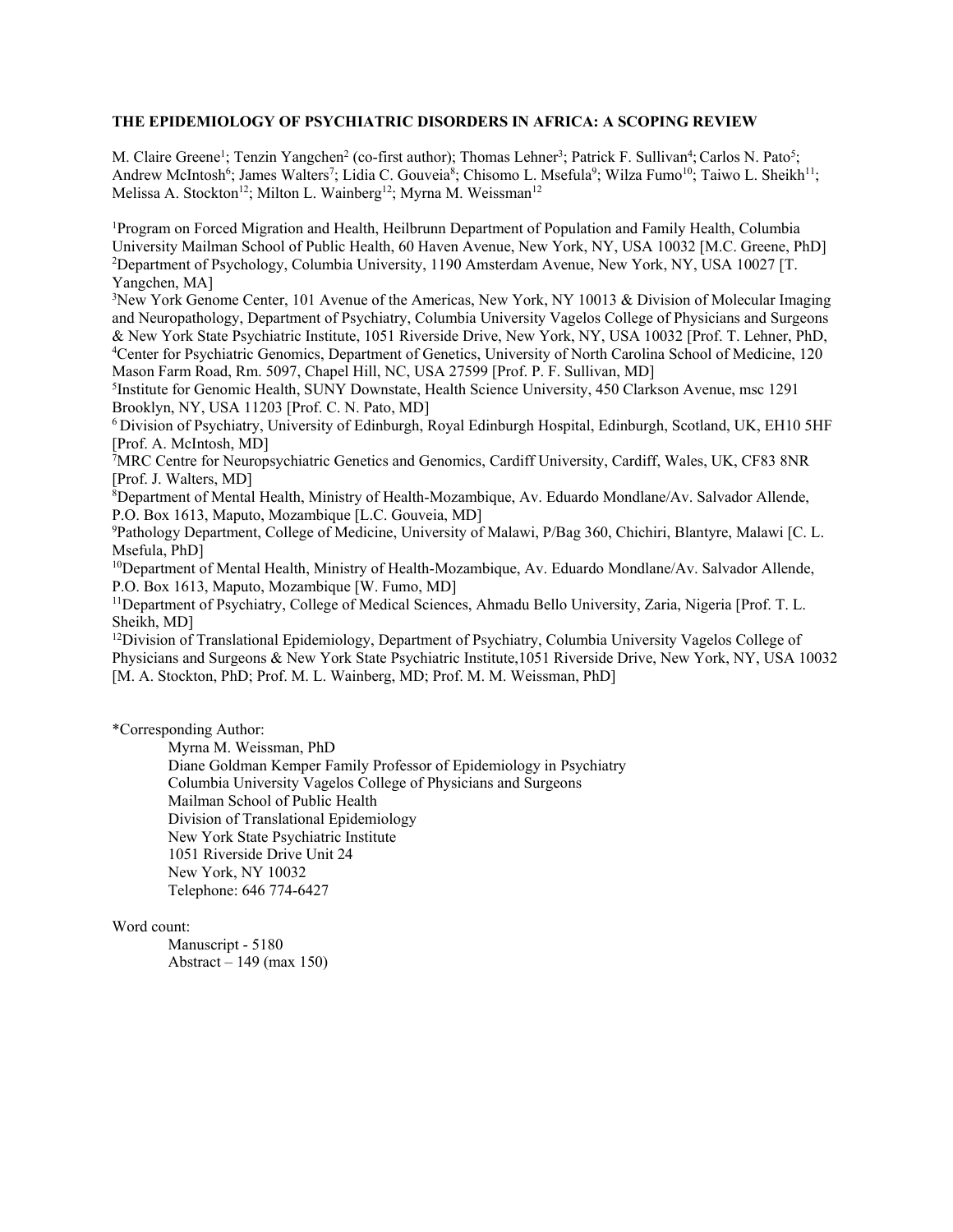**THE EPIDEMIOLOGY OF PSYCHIATRIC DISORDERS IN AFRICA: A SCOPING REVIEW**

M. Claire Greene[1]; Tenzin Yangchen[2] (co-first author); Thomas Lehner[3]; Patrick F. Sullivan[4]; Carlos N. Pato[5]; Andrew McIntosh[6]; James Walters[7]; Lidia C. Gouveia[8]; Chisomo L. Msefula[9]; Wilza Fumo[10]; Taiwo L. Sheikh[11]; Melissa A. Stockton[12]; Milton L. Wainberg[12]; Myrna M. Weissman[12]

[1]Program on Forced Migration and Health, Heilbrunn Department of Population and Family Health, Columbia University Mailman School of Public Health, 60 Haven Avenue, New York, NY, USA 10032 [M.C. Greene, PhD]
[2]Department of Psychology, Columbia University, 1190 Amsterdam Avenue, New York, NY, USA 10027 [T. Yangchen, MA]
[3]New York Genome Center, 101 Avenue of the Americas, New York, NY 10013 & Division of Molecular Imaging and Neuropathology, Department of Psychiatry, Columbia University Vagelos College of Physicians and Surgeons & New York State Psychiatric Institute, 1051 Riverside Drive, New York, NY, USA 10032 [Prof. T. Lehner, PhD,
[4]Center for Psychiatric Genomics, Department of Genetics, University of North Carolina School of Medicine, 120 Mason Farm Road, Rm. 5097, Chapel Hill, NC, USA 27599 [Prof. P. F. Sullivan, MD]
[5]Institute for Genomic Health, SUNY Downstate, Health Science University, 450 Clarkson Avenue, msc 1291 Brooklyn, NY, USA 11203 [Prof. C. N. Pato, MD]
[6]Division of Psychiatry, University of Edinburgh, Royal Edinburgh Hospital, Edinburgh, Scotland, UK, EH10 5HF [Prof. A. McIntosh, MD]
[7]MRC Centre for Neuropsychiatric Genetics and Genomics, Cardiff University, Cardiff, Wales, UK, CF83 8NR [Prof. J. Walters, MD]
[8]Department of Mental Health, Ministry of Health-Mozambique, Av. Eduardo Mondlane/Av. Salvador Allende, P.O. Box 1613, Maputo, Mozambique [L.C. Gouveia, MD]
[9]Pathology Department, College of Medicine, University of Malawi, P/Bag 360, Chichiri, Blantyre, Malawi [C. L. Msefula, PhD]
[10]Department of Mental Health, Ministry of Health-Mozambique, Av. Eduardo Mondlane/Av. Salvador Allende, P.O. Box 1613, Maputo, Mozambique [W. Fumo, MD]
[11]Department of Psychiatry, College of Medical Sciences, Ahmadu Bello University, Zaria, Nigeria [Prof. T. L. Sheikh, MD]
[12]Division of Translational Epidemiology, Department of Psychiatry, Columbia University Vagelos College of Physicians and Surgeons & New York State Psychiatric Institute,1051 Riverside Drive, New York, NY, USA 10032 [M. A. Stockton, PhD; Prof. M. L. Wainberg, MD; Prof. M. M. Weissman, PhD]

*Corresponding Author:

Myrna M. Weissman, PhD
Diane Goldman Kemper Family Professor of Epidemiology in Psychiatry
Columbia University Vagelos College of Physicians and Surgeons
Mailman School of Public Health
Division of Translational Epidemiology
New York State Psychiatric Institute
1051 Riverside Drive Unit 24
New York, NY 10032
Telephone: 646 774-6427

Word count:

Manuscript - 5180
Abstract – 149 (max 150)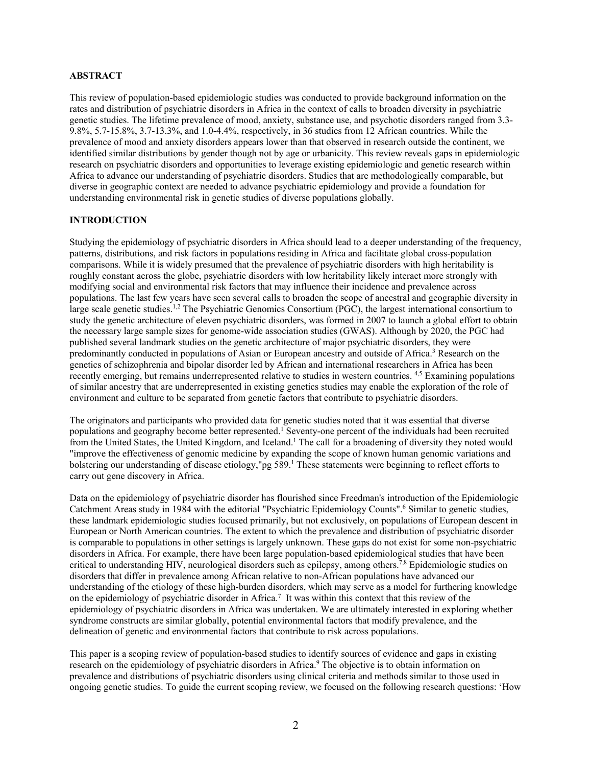## ABSTRACT

This review of population-based epidemiologic studies was conducted to provide background information on the rates and distribution of psychiatric disorders in Africa in the context of calls to broaden diversity in psychiatric genetic studies. The lifetime prevalence of mood, anxiety, substance use, and psychotic disorders ranged from 3.3-9.8%, 5.7-15.8%, 3.7-13.3%, and 1.0-4.4%, respectively, in 36 studies from 12 African countries. While the prevalence of mood and anxiety disorders appears lower than that observed in research outside the continent, we identified similar distributions by gender though not by age or urbanicity. This review reveals gaps in epidemiologic research on psychiatric disorders and opportunities to leverage existing epidemiologic and genetic research within Africa to advance our understanding of psychiatric disorders. Studies that are methodologically comparable, but diverse in geographic context are needed to advance psychiatric epidemiology and provide a foundation for understanding environmental risk in genetic studies of diverse populations globally.

## INTRODUCTION

Studying the epidemiology of psychiatric disorders in Africa should lead to a deeper understanding of the frequency, patterns, distributions, and risk factors in populations residing in Africa and facilitate global cross-population comparisons. While it is widely presumed that the prevalence of psychiatric disorders with high heritability is roughly constant across the globe, psychiatric disorders with low heritability likely interact more strongly with modifying social and environmental risk factors that may influence their incidence and prevalence across populations. The last few years have seen several calls to broaden the scope of ancestral and geographic diversity in large scale genetic studies.[1,2] The Psychiatric Genomics Consortium (PGC), the largest international consortium to study the genetic architecture of eleven psychiatric disorders, was formed in 2007 to launch a global effort to obtain the necessary large sample sizes for genome-wide association studies (GWAS). Although by 2020, the PGC had published several landmark studies on the genetic architecture of major psychiatric disorders, they were predominantly conducted in populations of Asian or European ancestry and outside of Africa.[3] Research on the genetics of schizophrenia and bipolar disorder led by African and international researchers in Africa has been recently emerging, but remains underrepresented relative to studies in western countries.[4,5] Examining populations of similar ancestry that are underrepresented in existing genetics studies may enable the exploration of the role of environment and culture to be separated from genetic factors that contribute to psychiatric disorders.

The originators and participants who provided data for genetic studies noted that it was essential that diverse populations and geography become better represented.[1] Seventy-one percent of the individuals had been recruited from the United States, the United Kingdom, and Iceland.[1] The call for a broadening of diversity they noted would "improve the effectiveness of genomic medicine by expanding the scope of known human genomic variations and bolstering our understanding of disease etiology,"pg 589.[1] These statements were beginning to reflect efforts to carry out gene discovery in Africa.

Data on the epidemiology of psychiatric disorder has flourished since Freedman's introduction of the Epidemiologic Catchment Areas study in 1984 with the editorial "Psychiatric Epidemiology Counts".[6] Similar to genetic studies, these landmark epidemiologic studies focused primarily, but not exclusively, on populations of European descent in European or North American countries. The extent to which the prevalence and distribution of psychiatric disorder is comparable to populations in other settings is largely unknown. These gaps do not exist for some non-psychiatric disorders in Africa. For example, there have been large population-based epidemiological studies that have been critical to understanding HIV, neurological disorders such as epilepsy, among others.[7,8] Epidemiologic studies on disorders that differ in prevalence among African relative to non-African populations have advanced our understanding of the etiology of these high-burden disorders, which may serve as a model for furthering knowledge on the epidemiology of psychiatric disorder in Africa.[7] It was within this context that this review of the epidemiology of psychiatric disorders in Africa was undertaken. We are ultimately interested in exploring whether syndrome constructs are similar globally, potential environmental factors that modify prevalence, and the delineation of genetic and environmental factors that contribute to risk across populations.

This paper is a scoping review of population-based studies to identify sources of evidence and gaps in existing research on the epidemiology of psychiatric disorders in Africa.[9] The objective is to obtain information on prevalence and distributions of psychiatric disorders using clinical criteria and methods similar to those used in ongoing genetic studies. To guide the current scoping review, we focused on the following research questions: 'How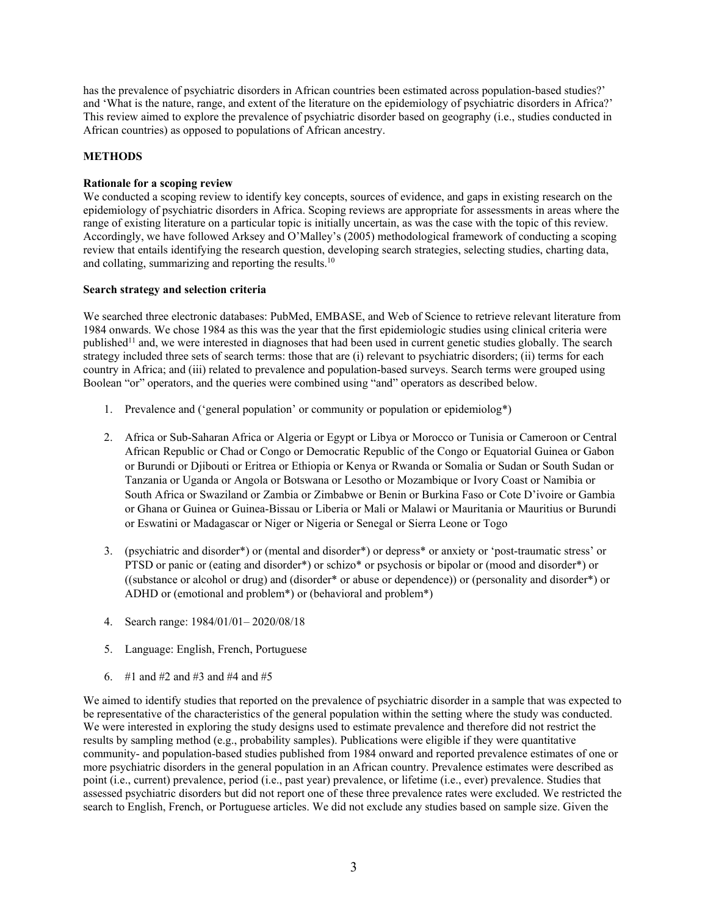has the prevalence of psychiatric disorders in African countries been estimated across population-based studies?' and 'What is the nature, range, and extent of the literature on the epidemiology of psychiatric disorders in Africa?' This review aimed to explore the prevalence of psychiatric disorder based on geography (i.e., studies conducted in African countries) as opposed to populations of African ancestry.

## METHODS

### Rationale for a scoping review

We conducted a scoping review to identify key concepts, sources of evidence, and gaps in existing research on the epidemiology of psychiatric disorders in Africa. Scoping reviews are appropriate for assessments in areas where the range of existing literature on a particular topic is initially uncertain, as was the case with the topic of this review. Accordingly, we have followed Arksey and O'Malley's (2005) methodological framework of conducting a scoping review that entails identifying the research question, developing search strategies, selecting studies, charting data, and collating, summarizing and reporting the results.[10]

### Search strategy and selection criteria

We searched three electronic databases: PubMed, EMBASE, and Web of Science to retrieve relevant literature from 1984 onwards. We chose 1984 as this was the year that the first epidemiologic studies using clinical criteria were published[11] and, we were interested in diagnoses that had been used in current genetic studies globally. The search strategy included three sets of search terms: those that are (i) relevant to psychiatric disorders; (ii) terms for each country in Africa; and (iii) related to prevalence and population-based surveys. Search terms were grouped using Boolean "or" operators, and the queries were combined using "and" operators as described below.

1. Prevalence and ('general population' or community or population or epidemiolog*)

2. Africa or Sub-Saharan Africa or Algeria or Egypt or Libya or Morocco or Tunisia or Cameroon or Central African Republic or Chad or Congo or Democratic Republic of the Congo or Equatorial Guinea or Gabon or Burundi or Djibouti or Eritrea or Ethiopia or Kenya or Rwanda or Somalia or Sudan or South Sudan or Tanzania or Uganda or Angola or Botswana or Lesotho or Mozambique or Ivory Coast or Namibia or South Africa or Swaziland or Zambia or Zimbabwe or Benin or Burkina Faso or Cote D'ivoire or Gambia or Ghana or Guinea or Guinea-Bissau or Liberia or Mali or Malawi or Mauritania or Mauritius or Burundi or Eswatini or Madagascar or Niger or Nigeria or Senegal or Sierra Leone or Togo

3. (psychiatric and disorder*) or (mental and disorder*) or depress* or anxiety or 'post-traumatic stress' or PTSD or panic or (eating and disorder*) or schizo* or psychosis or bipolar or (mood and disorder*) or ((substance or alcohol or drug) and (disorder* or abuse or dependence)) or (personality and disorder*) or ADHD or (emotional and problem*) or (behavioral and problem*)

4. Search range: 1984/01/01– 2020/08/18

5. Language: English, French, Portuguese

6. #1 and #2 and #3 and #4 and #5

We aimed to identify studies that reported on the prevalence of psychiatric disorder in a sample that was expected to be representative of the characteristics of the general population within the setting where the study was conducted. We were interested in exploring the study designs used to estimate prevalence and therefore did not restrict the results by sampling method (e.g., probability samples). Publications were eligible if they were quantitative community- and population-based studies published from 1984 onward and reported prevalence estimates of one or more psychiatric disorders in the general population in an African country. Prevalence estimates were described as point (i.e., current) prevalence, period (i.e., past year) prevalence, or lifetime (i.e., ever) prevalence. Studies that assessed psychiatric disorders but did not report one of these three prevalence rates were excluded. We restricted the search to English, French, or Portuguese articles. We did not exclude any studies based on sample size. Given the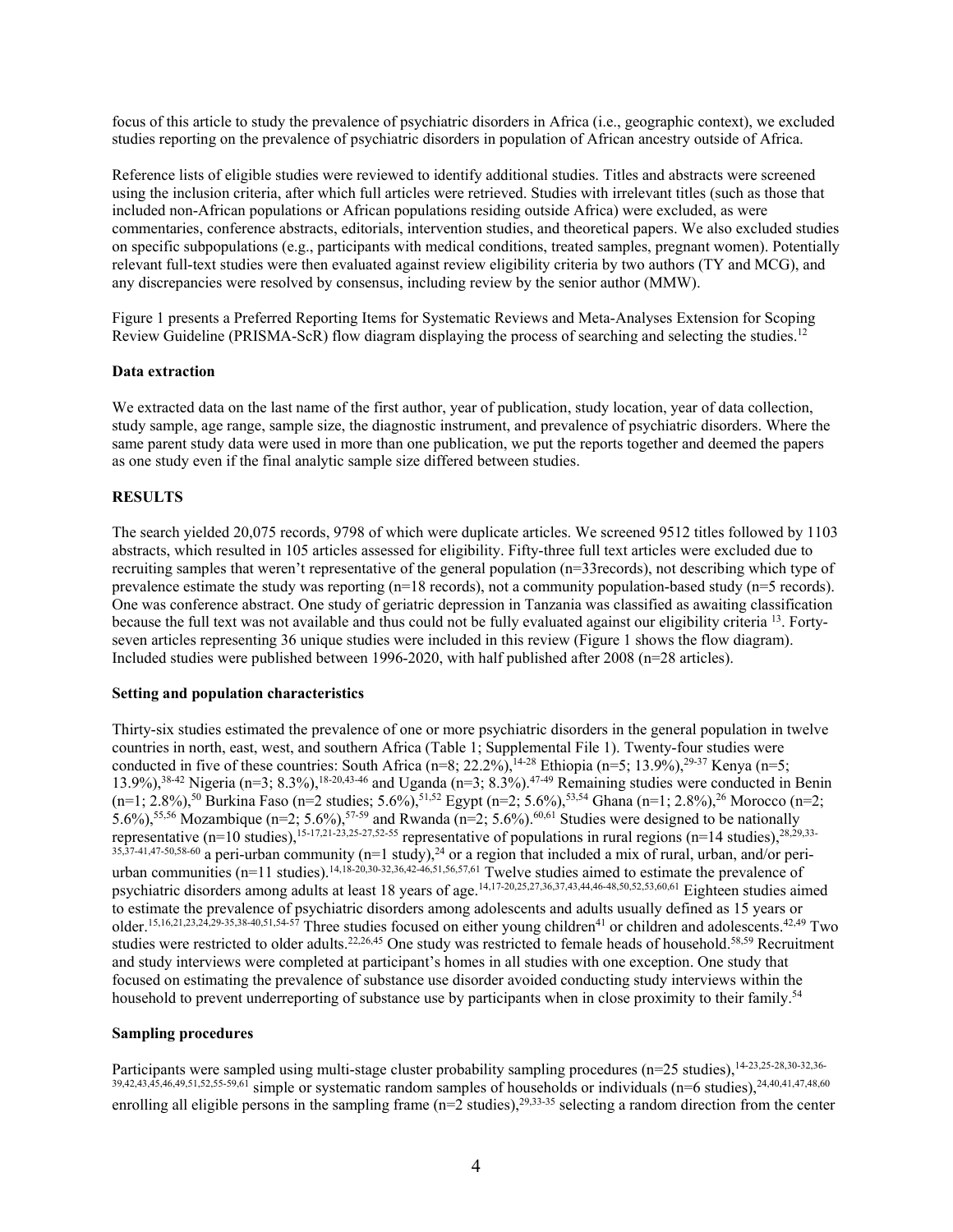focus of this article to study the prevalence of psychiatric disorders in Africa (i.e., geographic context), we excluded studies reporting on the prevalence of psychiatric disorders in population of African ancestry outside of Africa.

Reference lists of eligible studies were reviewed to identify additional studies. Titles and abstracts were screened using the inclusion criteria, after which full articles were retrieved. Studies with irrelevant titles (such as those that included non-African populations or African populations residing outside Africa) were excluded, as were commentaries, conference abstracts, editorials, intervention studies, and theoretical papers. We also excluded studies on specific subpopulations (e.g., participants with medical conditions, treated samples, pregnant women). Potentially relevant full-text studies were then evaluated against review eligibility criteria by two authors (TY and MCG), and any discrepancies were resolved by consensus, including review by the senior author (MMW).

Figure 1 presents a Preferred Reporting Items for Systematic Reviews and Meta-Analyses Extension for Scoping Review Guideline (PRISMA-ScR) flow diagram displaying the process of searching and selecting the studies.[12]

### Data extraction

We extracted data on the last name of the first author, year of publication, study location, year of data collection, study sample, age range, sample size, the diagnostic instrument, and prevalence of psychiatric disorders. Where the same parent study data were used in more than one publication, we put the reports together and deemed the papers as one study even if the final analytic sample size differed between studies.

## RESULTS

The search yielded 20,075 records, 9798 of which were duplicate articles. We screened 9512 titles followed by 1103 abstracts, which resulted in 105 articles assessed for eligibility. Fifty-three full text articles were excluded due to recruiting samples that weren't representative of the general population (n=33records), not describing which type of prevalence estimate the study was reporting (n=18 records), not a community population-based study (n=5 records). One was conference abstract. One study of geriatric depression in Tanzania was classified as awaiting classification because the full text was not available and thus could not be fully evaluated against our eligibility criteria [13]. Forty-seven articles representing 36 unique studies were included in this review (Figure 1 shows the flow diagram). Included studies were published between 1996-2020, with half published after 2008 (n=28 articles).

### Setting and population characteristics

Thirty-six studies estimated the prevalence of one or more psychiatric disorders in the general population in twelve countries in north, east, west, and southern Africa (Table 1; Supplemental File 1). Twenty-four studies were conducted in five of these countries: South Africa (n=8; 22.2%),[14-28] Ethiopia (n=5; 13.9%),[29-37] Kenya (n=5; 13.9%),[38-42] Nigeria (n=3; 8.3%),[18-20,43-46] and Uganda (n=3; 8.3%).[47-49] Remaining studies were conducted in Benin (n=1; 2.8%),[50] Burkina Faso (n=2 studies; 5.6%),[51,52] Egypt (n=2; 5.6%),[53,54] Ghana (n=1; 2.8%),[26] Morocco (n=2; 5.6%),[55,56] Mozambique (n=2; 5.6%),[57-59] and Rwanda (n=2; 5.6%).[60,61] Studies were designed to be nationally representative (n=10 studies),[15-17,21-23,25-27,52-55] representative of populations in rural regions (n=14 studies),[28,29,33-35,37-41,47-50,58-60] a peri-urban community (n=1 study),[24] or a region that included a mix of rural, urban, and/or peri-urban communities (n=11 studies).[14,18-20,30-32,36,42-46,51,56,57,61] Twelve studies aimed to estimate the prevalence of psychiatric disorders among adults at least 18 years of age.[14,17-20,25,27,36,37,43,44,46-48,50,52,53,60,61] Eighteen studies aimed to estimate the prevalence of psychiatric disorders among adolescents and adults usually defined as 15 years or older.[15,16,21,23,24,29-35,38-40,51,54-57] Three studies focused on either young children[41] or children and adolescents.[42,49] Two studies were restricted to older adults.[22,26,45] One study was restricted to female heads of household.[58,59] Recruitment and study interviews were completed at participant's homes in all studies with one exception. One study that focused on estimating the prevalence of substance use disorder avoided conducting study interviews within the household to prevent underreporting of substance use by participants when in close proximity to their family.[54]

### Sampling procedures

Participants were sampled using multi-stage cluster probability sampling procedures (n=25 studies),[14-23,25-28,30-32,36-39,42,43,45,46,49,51,52,55-59,61] simple or systematic random samples of households or individuals (n=6 studies),[24,40,41,47,48,60] enrolling all eligible persons in the sampling frame (n=2 studies),[29,33-35] selecting a random direction from the center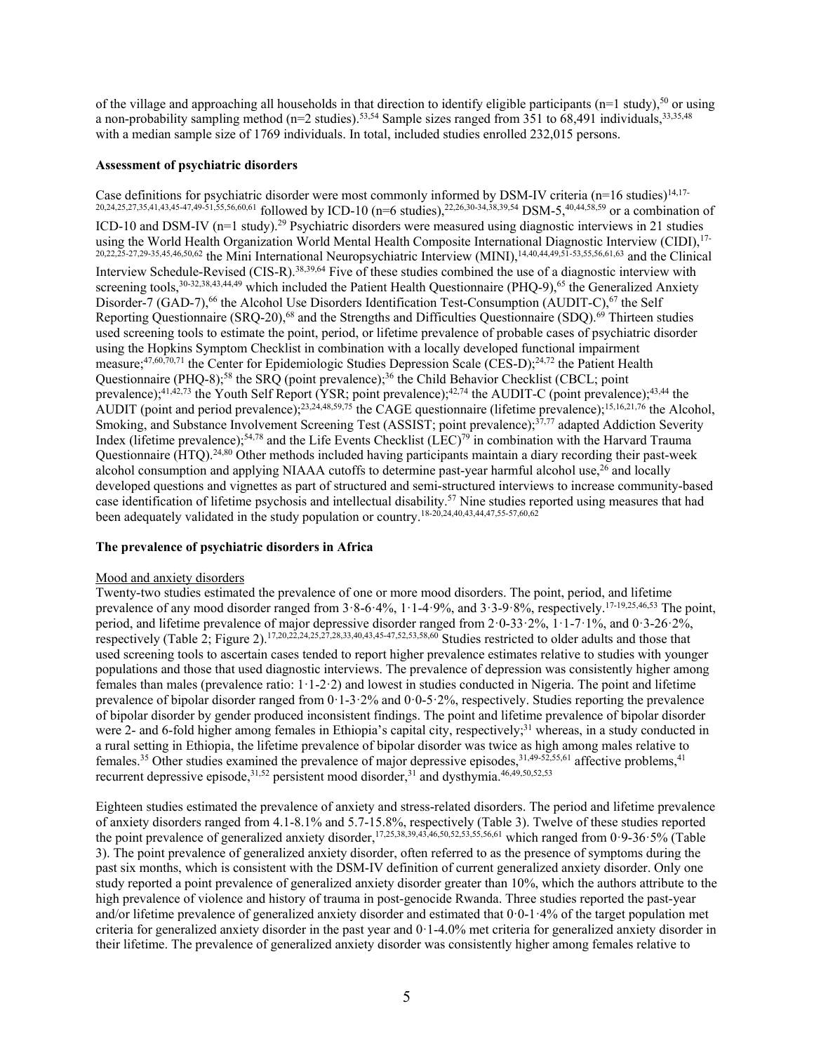of the village and approaching all households in that direction to identify eligible participants (n=1 study),[50] or using a non-probability sampling method (n=2 studies).[53,54] Sample sizes ranged from 351 to 68,491 individuals,[33,35,48] with a median sample size of 1769 individuals. In total, included studies enrolled 232,015 persons.

**Assessment of psychiatric disorders**

Case definitions for psychiatric disorder were most commonly informed by DSM-IV criteria (n=16 studies)[14,17-20,24,25,27,35,41,43,45-47,49-51,55,56,60,61] followed by ICD-10 (n=6 studies),[22,26,30-34,38,39,54] DSM-5,[40,44,58,59] or a combination of ICD-10 and DSM-IV (n=1 study).[29] Psychiatric disorders were measured using diagnostic interviews in 21 studies using the World Health Organization World Mental Health Composite International Diagnostic Interview (CIDI),[17-20,22,25-27,29-35,45,46,50,62] the Mini International Neuropsychiatric Interview (MINI),[14,40,44,49,51-53,55,56,61,63] and the Clinical Interview Schedule-Revised (CIS-R).[38,39,64] Five of these studies combined the use of a diagnostic interview with screening tools,[30-32,38,43,44,49] which included the Patient Health Questionnaire (PHQ-9),[65] the Generalized Anxiety Disorder-7 (GAD-7),[66] the Alcohol Use Disorders Identification Test-Consumption (AUDIT-C),[67] the Self Reporting Questionnaire (SRQ-20),[68] and the Strengths and Difficulties Questionnaire (SDQ).[69] Thirteen studies used screening tools to estimate the point, period, or lifetime prevalence of probable cases of psychiatric disorder using the Hopkins Symptom Checklist in combination with a locally developed functional impairment measure;[47,60,70,71] the Center for Epidemiologic Studies Depression Scale (CES-D);[24,72] the Patient Health Questionnaire (PHQ-8);[58] the SRQ (point prevalence);[36] the Child Behavior Checklist (CBCL; point prevalence);[41,42,73] the Youth Self Report (YSR; point prevalence);[42,74] the AUDIT-C (point prevalence);[43,44] the AUDIT (point and period prevalence);[23,24,48,59,75] the CAGE questionnaire (lifetime prevalence);[15,16,21,76] the Alcohol, Smoking, and Substance Involvement Screening Test (ASSIST; point prevalence);[37,77] adapted Addiction Severity Index (lifetime prevalence);[54,78] and the Life Events Checklist (LEC)[79] in combination with the Harvard Trauma Questionnaire (HTQ).[24,80] Other methods included having participants maintain a diary recording their past-week alcohol consumption and applying NIAAA cutoffs to determine past-year harmful alcohol use,[26] and locally developed questions and vignettes as part of structured and semi-structured interviews to increase community-based case identification of lifetime psychosis and intellectual disability.[57] Nine studies reported using measures that had been adequately validated in the study population or country.[18-20,24,40,43,44,47,55-57,60,62]

**The prevalence of psychiatric disorders in Africa**

Mood and anxiety disorders

Twenty-two studies estimated the prevalence of one or more mood disorders. The point, period, and lifetime prevalence of any mood disorder ranged from 3·8-6·4%, 1·1-4·9%, and 3·3-9·8%, respectively.[17-19,25,46,53] The point, period, and lifetime prevalence of major depressive disorder ranged from 2·0-33·2%, 1·1-7·1%, and 0·3-26·2%, respectively (Table 2; Figure 2).[17,20,22,24,25,27,28,33,40,43,45-47,52,53,58,60] Studies restricted to older adults and those that used screening tools to ascertain cases tended to report higher prevalence estimates relative to studies with younger populations and those that used diagnostic interviews. The prevalence of depression was consistently higher among females than males (prevalence ratio: 1·1-2·2) and lowest in studies conducted in Nigeria. The point and lifetime prevalence of bipolar disorder ranged from 0·1-3·2% and 0·0-5·2%, respectively. Studies reporting the prevalence of bipolar disorder by gender produced inconsistent findings. The point and lifetime prevalence of bipolar disorder were 2- and 6-fold higher among females in Ethiopia's capital city, respectively;[31] whereas, in a study conducted in a rural setting in Ethiopia, the lifetime prevalence of bipolar disorder was twice as high among males relative to females.[35] Other studies examined the prevalence of major depressive episodes,[31,49-52,55,61] affective problems,[41] recurrent depressive episode,[31,52] persistent mood disorder,[31] and dysthymia.[46,49,50,52,53]

Eighteen studies estimated the prevalence of anxiety and stress-related disorders. The period and lifetime prevalence of anxiety disorders ranged from 4.1-8.1% and 5.7-15.8%, respectively (Table 3). Twelve of these studies reported the point prevalence of generalized anxiety disorder,[17,25,38,39,43,46,50,52,53,55,56,61] which ranged from 0·9-36·5% (Table 3). The point prevalence of generalized anxiety disorder, often referred to as the presence of symptoms during the past six months, which is consistent with the DSM-IV definition of current generalized anxiety disorder. Only one study reported a point prevalence of generalized anxiety disorder greater than 10%, which the authors attribute to the high prevalence of violence and history of trauma in post-genocide Rwanda. Three studies reported the past-year and/or lifetime prevalence of generalized anxiety disorder and estimated that 0·0-1·4% of the target population met criteria for generalized anxiety disorder in the past year and 0·1-4.0% met criteria for generalized anxiety disorder in their lifetime. The prevalence of generalized anxiety disorder was consistently higher among females relative to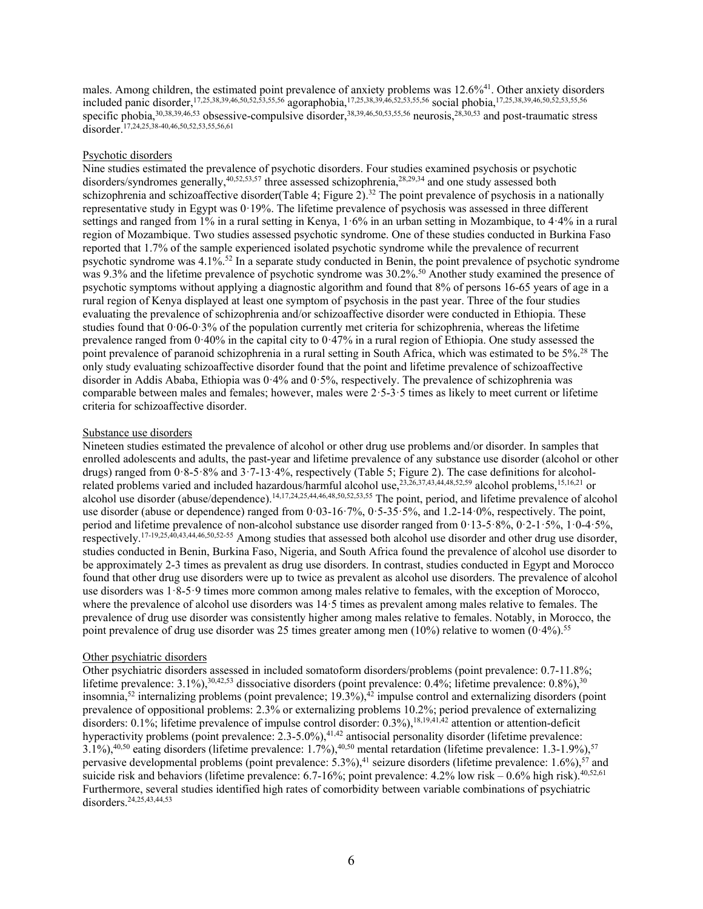males. Among children, the estimated point prevalence of anxiety problems was 12.6%[41]. Other anxiety disorders included panic disorder,[17,25,38,39,46,50,52,53,55,56] agoraphobia,[17,25,38,39,46,52,53,55,56] social phobia,[17,25,38,39,46,50,52,53,55,56] specific phobia,[30,38,39,46,53] obsessive-compulsive disorder,[38,39,46,50,53,55,56] neurosis,[28,30,53] and post-traumatic stress disorder.[17,24,25,38-40,46,50,52,53,55,56,61]

### Psychotic disorders

Nine studies estimated the prevalence of psychotic disorders. Four studies examined psychosis or psychotic disorders/syndromes generally,[40,52,53,57] three assessed schizophrenia,[28,29,34] and one study assessed both schizophrenia and schizoaffective disorder(Table 4; Figure 2).[32] The point prevalence of psychosis in a nationally representative study in Egypt was 0·19%. The lifetime prevalence of psychosis was assessed in three different settings and ranged from 1% in a rural setting in Kenya, 1·6% in an urban setting in Mozambique, to 4·4% in a rural region of Mozambique. Two studies assessed psychotic syndrome. One of these studies conducted in Burkina Faso reported that 1.7% of the sample experienced isolated psychotic syndrome while the prevalence of recurrent psychotic syndrome was 4.1%.[52] In a separate study conducted in Benin, the point prevalence of psychotic syndrome was 9.3% and the lifetime prevalence of psychotic syndrome was 30.2%.[50] Another study examined the presence of psychotic symptoms without applying a diagnostic algorithm and found that 8% of persons 16-65 years of age in a rural region of Kenya displayed at least one symptom of psychosis in the past year. Three of the four studies evaluating the prevalence of schizophrenia and/or schizoaffective disorder were conducted in Ethiopia. These studies found that 0·06-0·3% of the population currently met criteria for schizophrenia, whereas the lifetime prevalence ranged from 0·40% in the capital city to 0·47% in a rural region of Ethiopia. One study assessed the point prevalence of paranoid schizophrenia in a rural setting in South Africa, which was estimated to be 5%.[28] The only study evaluating schizoaffective disorder found that the point and lifetime prevalence of schizoaffective disorder in Addis Ababa, Ethiopia was 0·4% and 0·5%, respectively. The prevalence of schizophrenia was comparable between males and females; however, males were 2·5-3·5 times as likely to meet current or lifetime criteria for schizoaffective disorder.

### Substance use disorders

Nineteen studies estimated the prevalence of alcohol or other drug use problems and/or disorder. In samples that enrolled adolescents and adults, the past-year and lifetime prevalence of any substance use disorder (alcohol or other drugs) ranged from 0·8-5·8% and 3·7-13·4%, respectively (Table 5; Figure 2). The case definitions for alcohol-related problems varied and included hazardous/harmful alcohol use,[23,26,37,43,44,48,52,59] alcohol problems,[15,16,21] or alcohol use disorder (abuse/dependence).[14,17,24,25,44,46,48,50,52,53,55] The point, period, and lifetime prevalence of alcohol use disorder (abuse or dependence) ranged from 0·03-16·7%, 0·5-35·5%, and 1.2-14·0%, respectively. The point, period and lifetime prevalence of non-alcohol substance use disorder ranged from 0·13-5·8%, 0·2-1·5%, 1·0-4·5%, respectively.[17-19,25,40,43,44,46,50,52-55] Among studies that assessed both alcohol use disorder and other drug use disorder, studies conducted in Benin, Burkina Faso, Nigeria, and South Africa found the prevalence of alcohol use disorder to be approximately 2-3 times as prevalent as drug use disorders. In contrast, studies conducted in Egypt and Morocco found that other drug use disorders were up to twice as prevalent as alcohol use disorders. The prevalence of alcohol use disorders was 1·8-5·9 times more common among males relative to females, with the exception of Morocco, where the prevalence of alcohol use disorders was 14·5 times as prevalent among males relative to females. The prevalence of drug use disorder was consistently higher among males relative to females. Notably, in Morocco, the point prevalence of drug use disorder was 25 times greater among men (10%) relative to women (0·4%).[55]

### Other psychiatric disorders

Other psychiatric disorders assessed in included somatoform disorders/problems (point prevalence: 0.7-11.8%; lifetime prevalence: 3.1%),[30,42,53] dissociative disorders (point prevalence: 0.4%; lifetime prevalence: 0.8%),[30] insomnia,[52] internalizing problems (point prevalence; 19.3%),[42] impulse control and externalizing disorders (point prevalence of oppositional problems: 2.3% or externalizing problems 10.2%; period prevalence of externalizing disorders: 0.1%; lifetime prevalence of impulse control disorder: 0.3%),[18,19,41,42] attention or attention-deficit hyperactivity problems (point prevalence: 2.3-5.0%),[41,42] antisocial personality disorder (lifetime prevalence: 3.1%),[40,50] eating disorders (lifetime prevalence: 1.7%),[40,50] mental retardation (lifetime prevalence: 1.3-1.9%),[57] pervasive developmental problems (point prevalence: 5.3%),[41] seizure disorders (lifetime prevalence: 1.6%),[57] and suicide risk and behaviors (lifetime prevalence: 6.7-16%; point prevalence: 4.2% low risk – 0.6% high risk).[40,52,61] Furthermore, several studies identified high rates of comorbidity between variable combinations of psychiatric disorders.[24,25,43,44,53]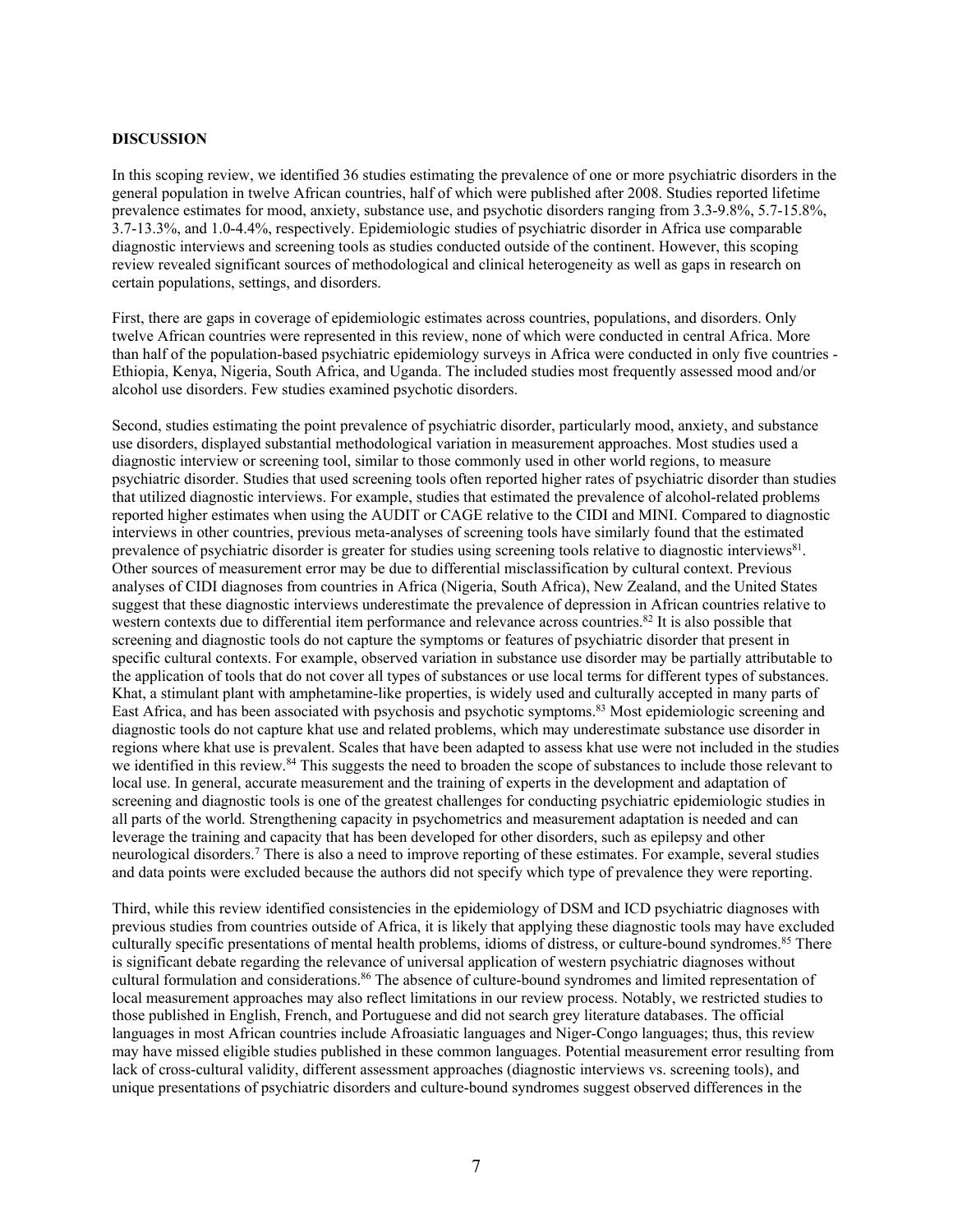**DISCUSSION**

In this scoping review, we identified 36 studies estimating the prevalence of one or more psychiatric disorders in the general population in twelve African countries, half of which were published after 2008. Studies reported lifetime prevalence estimates for mood, anxiety, substance use, and psychotic disorders ranging from 3.3-9.8%, 5.7-15.8%, 3.7-13.3%, and 1.0-4.4%, respectively. Epidemiologic studies of psychiatric disorder in Africa use comparable diagnostic interviews and screening tools as studies conducted outside of the continent. However, this scoping review revealed significant sources of methodological and clinical heterogeneity as well as gaps in research on certain populations, settings, and disorders.

First, there are gaps in coverage of epidemiologic estimates across countries, populations, and disorders. Only twelve African countries were represented in this review, none of which were conducted in central Africa. More than half of the population-based psychiatric epidemiology surveys in Africa were conducted in only five countries - Ethiopia, Kenya, Nigeria, South Africa, and Uganda. The included studies most frequently assessed mood and/or alcohol use disorders. Few studies examined psychotic disorders.

Second, studies estimating the point prevalence of psychiatric disorder, particularly mood, anxiety, and substance use disorders, displayed substantial methodological variation in measurement approaches. Most studies used a diagnostic interview or screening tool, similar to those commonly used in other world regions, to measure psychiatric disorder. Studies that used screening tools often reported higher rates of psychiatric disorder than studies that utilized diagnostic interviews. For example, studies that estimated the prevalence of alcohol-related problems reported higher estimates when using the AUDIT or CAGE relative to the CIDI and MINI. Compared to diagnostic interviews in other countries, previous meta-analyses of screening tools have similarly found that the estimated prevalence of psychiatric disorder is greater for studies using screening tools relative to diagnostic interviews[81]. Other sources of measurement error may be due to differential misclassification by cultural context. Previous analyses of CIDI diagnoses from countries in Africa (Nigeria, South Africa), New Zealand, and the United States suggest that these diagnostic interviews underestimate the prevalence of depression in African countries relative to western contexts due to differential item performance and relevance across countries.[82] It is also possible that screening and diagnostic tools do not capture the symptoms or features of psychiatric disorder that present in specific cultural contexts. For example, observed variation in substance use disorder may be partially attributable to the application of tools that do not cover all types of substances or use local terms for different types of substances. Khat, a stimulant plant with amphetamine-like properties, is widely used and culturally accepted in many parts of East Africa, and has been associated with psychosis and psychotic symptoms.[83] Most epidemiologic screening and diagnostic tools do not capture khat use and related problems, which may underestimate substance use disorder in regions where khat use is prevalent. Scales that have been adapted to assess khat use were not included in the studies we identified in this review.[84] This suggests the need to broaden the scope of substances to include those relevant to local use. In general, accurate measurement and the training of experts in the development and adaptation of screening and diagnostic tools is one of the greatest challenges for conducting psychiatric epidemiologic studies in all parts of the world. Strengthening capacity in psychometrics and measurement adaptation is needed and can leverage the training and capacity that has been developed for other disorders, such as epilepsy and other neurological disorders.[7] There is also a need to improve reporting of these estimates. For example, several studies and data points were excluded because the authors did not specify which type of prevalence they were reporting.

Third, while this review identified consistencies in the epidemiology of DSM and ICD psychiatric diagnoses with previous studies from countries outside of Africa, it is likely that applying these diagnostic tools may have excluded culturally specific presentations of mental health problems, idioms of distress, or culture-bound syndromes.[85] There is significant debate regarding the relevance of universal application of western psychiatric diagnoses without cultural formulation and considerations.[86] The absence of culture-bound syndromes and limited representation of local measurement approaches may also reflect limitations in our review process. Notably, we restricted studies to those published in English, French, and Portuguese and did not search grey literature databases. The official languages in most African countries include Afroasiatic languages and Niger-Congo languages; thus, this review may have missed eligible studies published in these common languages. Potential measurement error resulting from lack of cross-cultural validity, different assessment approaches (diagnostic interviews vs. screening tools), and unique presentations of psychiatric disorders and culture-bound syndromes suggest observed differences in the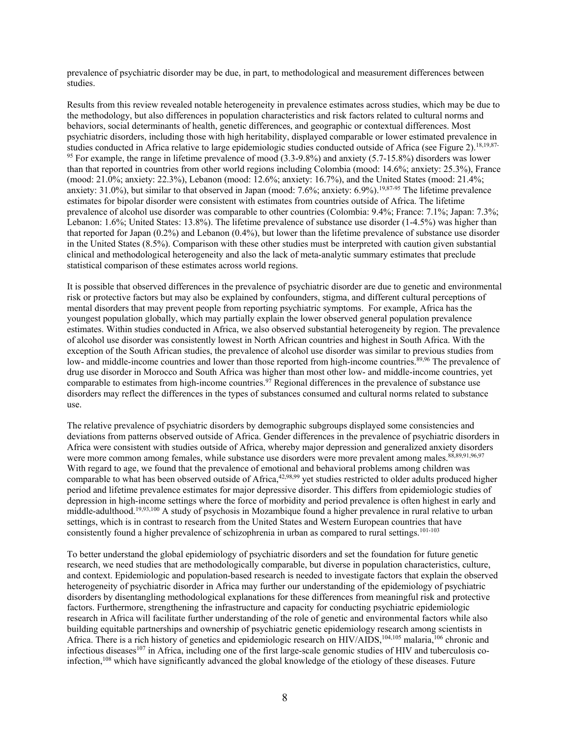prevalence of psychiatric disorder may be due, in part, to methodological and measurement differences between studies.

Results from this review revealed notable heterogeneity in prevalence estimates across studies, which may be due to the methodology, but also differences in population characteristics and risk factors related to cultural norms and behaviors, social determinants of health, genetic differences, and geographic or contextual differences. Most psychiatric disorders, including those with high heritability, displayed comparable or lower estimated prevalence in studies conducted in Africa relative to large epidemiologic studies conducted outside of Africa (see Figure 2).[18,19,87-95] For example, the range in lifetime prevalence of mood (3.3-9.8%) and anxiety (5.7-15.8%) disorders was lower than that reported in countries from other world regions including Colombia (mood: 14.6%; anxiety: 25.3%), France (mood: 21.0%; anxiety: 22.3%), Lebanon (mood: 12.6%; anxiety: 16.7%), and the United States (mood: 21.4%; anxiety: 31.0%), but similar to that observed in Japan (mood: 7.6%; anxiety: 6.9%).[19,87-95] The lifetime prevalence estimates for bipolar disorder were consistent with estimates from countries outside of Africa. The lifetime prevalence of alcohol use disorder was comparable to other countries (Colombia: 9.4%; France: 7.1%; Japan: 7.3%; Lebanon: 1.6%; United States: 13.8%). The lifetime prevalence of substance use disorder (1-4.5%) was higher than that reported for Japan (0.2%) and Lebanon (0.4%), but lower than the lifetime prevalence of substance use disorder in the United States (8.5%). Comparison with these other studies must be interpreted with caution given substantial clinical and methodological heterogeneity and also the lack of meta-analytic summary estimates that preclude statistical comparison of these estimates across world regions.

It is possible that observed differences in the prevalence of psychiatric disorder are due to genetic and environmental risk or protective factors but may also be explained by confounders, stigma, and different cultural perceptions of mental disorders that may prevent people from reporting psychiatric symptoms. For example, Africa has the youngest population globally, which may partially explain the lower observed general population prevalence estimates. Within studies conducted in Africa, we also observed substantial heterogeneity by region. The prevalence of alcohol use disorder was consistently lowest in North African countries and highest in South Africa. With the exception of the South African studies, the prevalence of alcohol use disorder was similar to previous studies from low- and middle-income countries and lower than those reported from high-income countries.[89,96] The prevalence of drug use disorder in Morocco and South Africa was higher than most other low- and middle-income countries, yet comparable to estimates from high-income countries.[97] Regional differences in the prevalence of substance use disorders may reflect the differences in the types of substances consumed and cultural norms related to substance use.

The relative prevalence of psychiatric disorders by demographic subgroups displayed some consistencies and deviations from patterns observed outside of Africa. Gender differences in the prevalence of psychiatric disorders in Africa were consistent with studies outside of Africa, whereby major depression and generalized anxiety disorders were more common among females, while substance use disorders were more prevalent among males.[88,89,91,96,97] With regard to age, we found that the prevalence of emotional and behavioral problems among children was comparable to what has been observed outside of Africa,[42,98,99] yet studies restricted to older adults produced higher period and lifetime prevalence estimates for major depressive disorder. This differs from epidemiologic studies of depression in high-income settings where the force of morbidity and period prevalence is often highest in early and middle-adulthood.[19,93,100] A study of psychosis in Mozambique found a higher prevalence in rural relative to urban settings, which is in contrast to research from the United States and Western European countries that have consistently found a higher prevalence of schizophrenia in urban as compared to rural settings.[101-103]

To better understand the global epidemiology of psychiatric disorders and set the foundation for future genetic research, we need studies that are methodologically comparable, but diverse in population characteristics, culture, and context. Epidemiologic and population-based research is needed to investigate factors that explain the observed heterogeneity of psychiatric disorder in Africa may further our understanding of the epidemiology of psychiatric disorders by disentangling methodological explanations for these differences from meaningful risk and protective factors. Furthermore, strengthening the infrastructure and capacity for conducting psychiatric epidemiologic research in Africa will facilitate further understanding of the role of genetic and environmental factors while also building equitable partnerships and ownership of psychiatric genetic epidemiology research among scientists in Africa. There is a rich history of genetics and epidemiologic research on HIV/AIDS,[104,105] malaria,[106] chronic and infectious diseases[107] in Africa, including one of the first large-scale genomic studies of HIV and tuberculosis co-infection,[108] which have significantly advanced the global knowledge of the etiology of these diseases. Future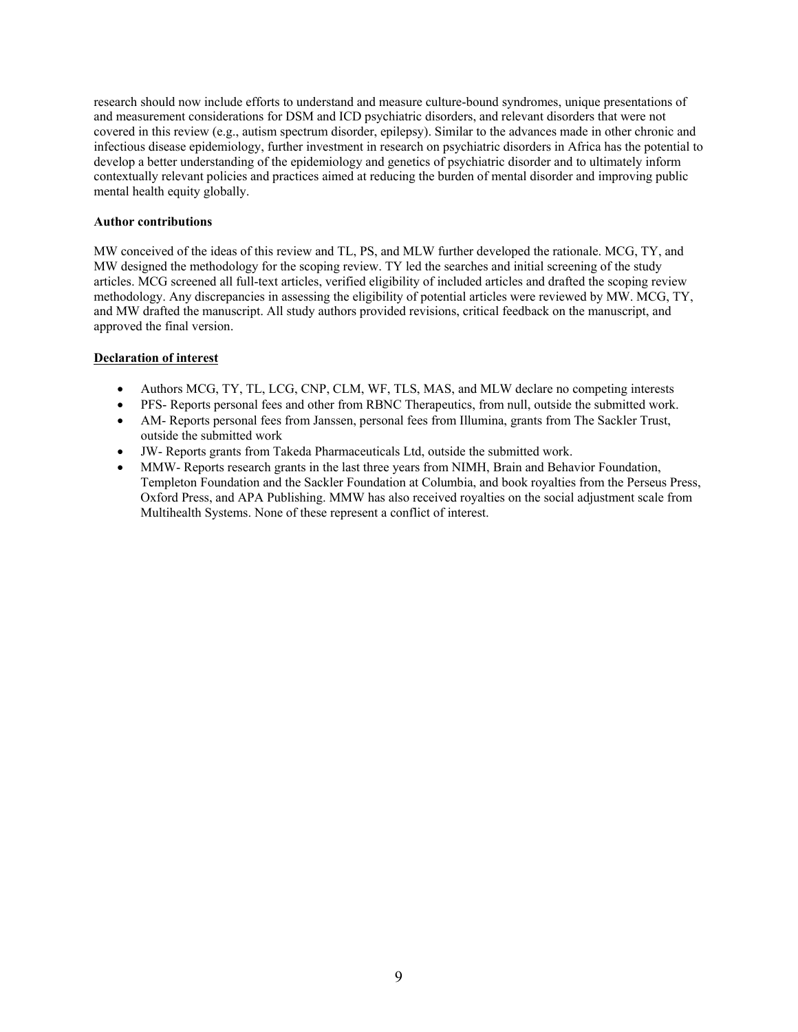research should now include efforts to understand and measure culture-bound syndromes, unique presentations of and measurement considerations for DSM and ICD psychiatric disorders, and relevant disorders that were not covered in this review (e.g., autism spectrum disorder, epilepsy). Similar to the advances made in other chronic and infectious disease epidemiology, further investment in research on psychiatric disorders in Africa has the potential to develop a better understanding of the epidemiology and genetics of psychiatric disorder and to ultimately inform contextually relevant policies and practices aimed at reducing the burden of mental disorder and improving public mental health equity globally.

**Author contributions**

MW conceived of the ideas of this review and TL, PS, and MLW further developed the rationale. MCG, TY, and MW designed the methodology for the scoping review. TY led the searches and initial screening of the study articles. MCG screened all full-text articles, verified eligibility of included articles and drafted the scoping review methodology. Any discrepancies in assessing the eligibility of potential articles were reviewed by MW. MCG, TY, and MW drafted the manuscript. All study authors provided revisions, critical feedback on the manuscript, and approved the final version.

**Declaration of interest**

- Authors MCG, TY, TL, LCG, CNP, CLM, WF, TLS, MAS, and MLW declare no competing interests
- PFS- Reports personal fees and other from RBNC Therapeutics, from null, outside the submitted work.
- AM- Reports personal fees from Janssen, personal fees from Illumina, grants from The Sackler Trust, outside the submitted work
- JW- Reports grants from Takeda Pharmaceuticals Ltd, outside the submitted work.
- MMW- Reports research grants in the last three years from NIMH, Brain and Behavior Foundation, Templeton Foundation and the Sackler Foundation at Columbia, and book royalties from the Perseus Press, Oxford Press, and APA Publishing. MMW has also received royalties on the social adjustment scale from Multihealth Systems. None of these represent a conflict of interest.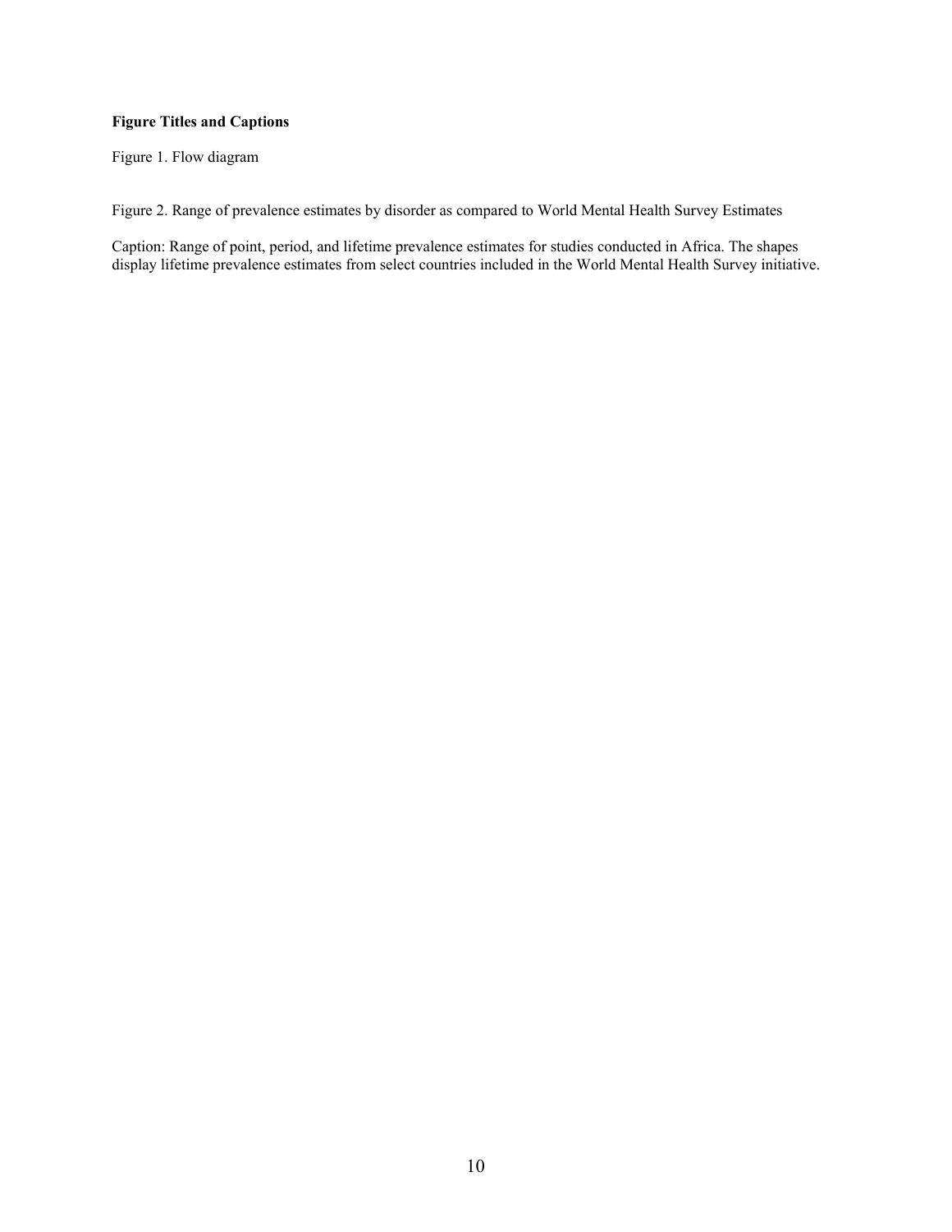**Figure Titles and Captions**

Figure 1. Flow diagram

Figure 2. Range of prevalence estimates by disorder as compared to World Mental Health Survey Estimates

Caption: Range of point, period, and lifetime prevalence estimates for studies conducted in Africa. The shapes display lifetime prevalence estimates from select countries included in the World Mental Health Survey initiative.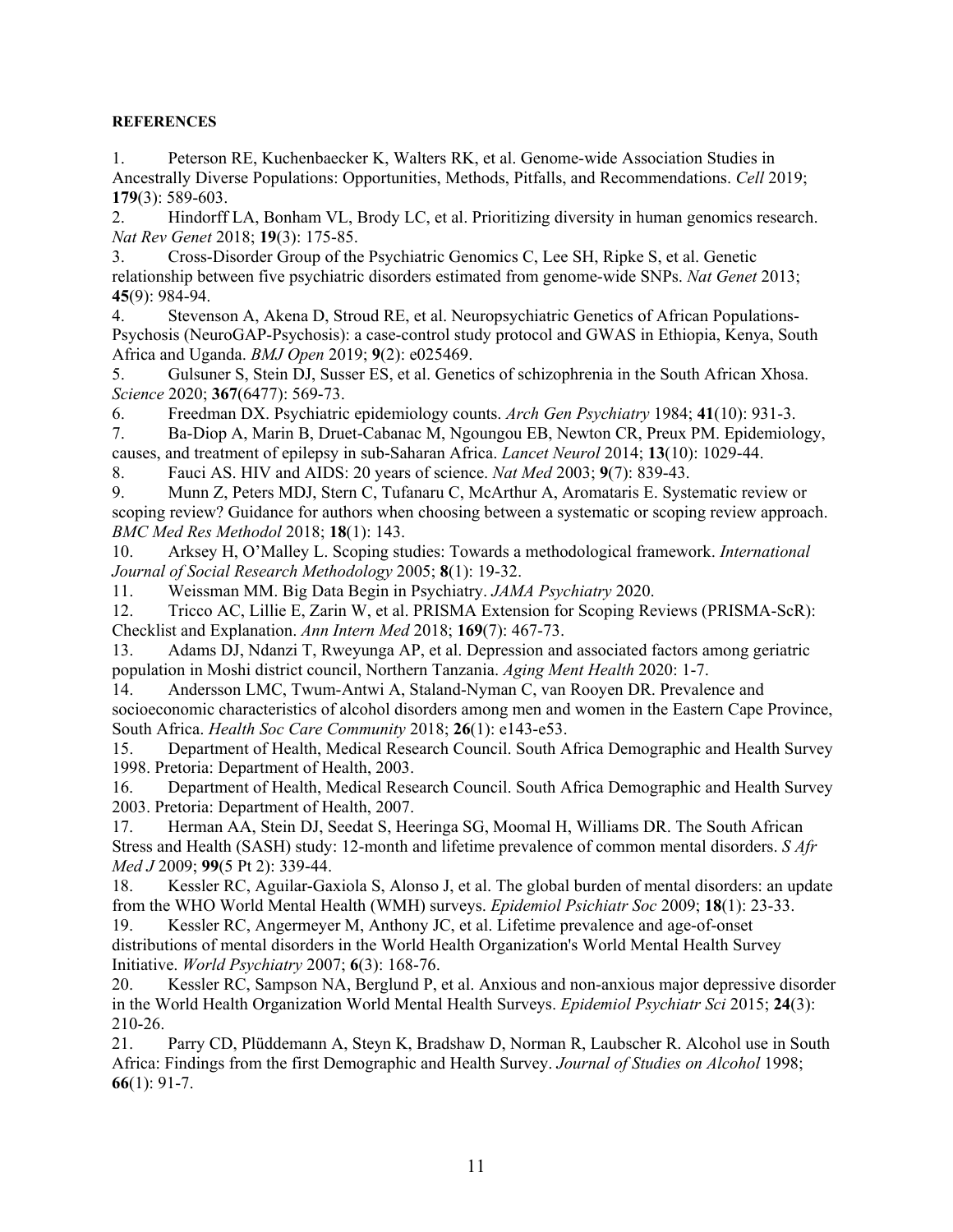**REFERENCES**

1. Peterson RE, Kuchenbaecker K, Walters RK, et al. Genome-wide Association Studies in Ancestrally Diverse Populations: Opportunities, Methods, Pitfalls, and Recommendations. *Cell* 2019; **179**(3): 589-603.
2. Hindorff LA, Bonham VL, Brody LC, et al. Prioritizing diversity in human genomics research. *Nat Rev Genet* 2018; **19**(3): 175-85.
3. Cross-Disorder Group of the Psychiatric Genomics C, Lee SH, Ripke S, et al. Genetic relationship between five psychiatric disorders estimated from genome-wide SNPs. *Nat Genet* 2013; **45**(9): 984-94.
4. Stevenson A, Akena D, Stroud RE, et al. Neuropsychiatric Genetics of African Populations-Psychosis (NeuroGAP-Psychosis): a case-control study protocol and GWAS in Ethiopia, Kenya, South Africa and Uganda. *BMJ Open* 2019; **9**(2): e025469.
5. Gulsuner S, Stein DJ, Susser ES, et al. Genetics of schizophrenia in the South African Xhosa. *Science* 2020; **367**(6477): 569-73.
6. Freedman DX. Psychiatric epidemiology counts. *Arch Gen Psychiatry* 1984; **41**(10): 931-3.
7. Ba-Diop A, Marin B, Druet-Cabanac M, Ngoungou EB, Newton CR, Preux PM. Epidemiology, causes, and treatment of epilepsy in sub-Saharan Africa. *Lancet Neurol* 2014; **13**(10): 1029-44.
8. Fauci AS. HIV and AIDS: 20 years of science. *Nat Med* 2003; **9**(7): 839-43.
9. Munn Z, Peters MDJ, Stern C, Tufanaru C, McArthur A, Aromataris E. Systematic review or scoping review? Guidance for authors when choosing between a systematic or scoping review approach. *BMC Med Res Methodol* 2018; **18**(1): 143.
10. Arksey H, O'Malley L. Scoping studies: Towards a methodological framework. *International Journal of Social Research Methodology* 2005; **8**(1): 19-32.
11. Weissman MM. Big Data Begin in Psychiatry. *JAMA Psychiatry* 2020.
12. Tricco AC, Lillie E, Zarin W, et al. PRISMA Extension for Scoping Reviews (PRISMA-ScR): Checklist and Explanation. *Ann Intern Med* 2018; **169**(7): 467-73.
13. Adams DJ, Ndanzi T, Rweyunga AP, et al. Depression and associated factors among geriatric population in Moshi district council, Northern Tanzania. *Aging Ment Health* 2020: 1-7.
14. Andersson LMC, Twum-Antwi A, Staland-Nyman C, van Rooyen DR. Prevalence and socioeconomic characteristics of alcohol disorders among men and women in the Eastern Cape Province, South Africa. *Health Soc Care Community* 2018; **26**(1): e143-e53.
15. Department of Health, Medical Research Council. South Africa Demographic and Health Survey 1998. Pretoria: Department of Health, 2003.
16. Department of Health, Medical Research Council. South Africa Demographic and Health Survey 2003. Pretoria: Department of Health, 2007.
17. Herman AA, Stein DJ, Seedat S, Heeringa SG, Moomal H, Williams DR. The South African Stress and Health (SASH) study: 12-month and lifetime prevalence of common mental disorders. *S Afr Med J* 2009; **99**(5 Pt 2): 339-44.
18. Kessler RC, Aguilar-Gaxiola S, Alonso J, et al. The global burden of mental disorders: an update from the WHO World Mental Health (WMH) surveys. *Epidemiol Psichiatr Soc* 2009; **18**(1): 23-33.
19. Kessler RC, Angermeyer M, Anthony JC, et al. Lifetime prevalence and age-of-onset distributions of mental disorders in the World Health Organization's World Mental Health Survey Initiative. *World Psychiatry* 2007; **6**(3): 168-76.
20. Kessler RC, Sampson NA, Berglund P, et al. Anxious and non-anxious major depressive disorder in the World Health Organization World Mental Health Surveys. *Epidemiol Psychiatr Sci* 2015; **24**(3): 210-26.
21. Parry CD, Plüddemann A, Steyn K, Bradshaw D, Norman R, Laubscher R. Alcohol use in South Africa: Findings from the first Demographic and Health Survey. *Journal of Studies on Alcohol* 1998; **66**(1): 91-7.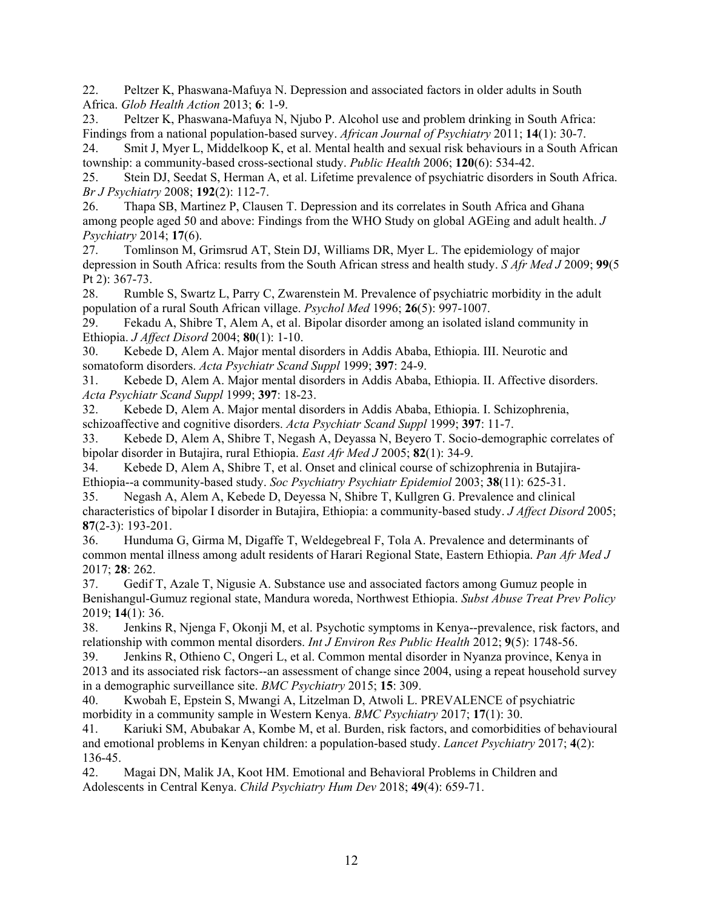22. Peltzer K, Phaswana-Mafuya N. Depression and associated factors in older adults in South Africa. *Glob Health Action* 2013; **6**: 1-9.

23. Peltzer K, Phaswana-Mafuya N, Njubo P. Alcohol use and problem drinking in South Africa: Findings from a national population-based survey. *African Journal of Psychiatry* 2011; **14**(1): 30-7.

24. Smit J, Myer L, Middelkoop K, et al. Mental health and sexual risk behaviours in a South African township: a community-based cross-sectional study. *Public Health* 2006; **120**(6): 534-42.

25. Stein DJ, Seedat S, Herman A, et al. Lifetime prevalence of psychiatric disorders in South Africa. *Br J Psychiatry* 2008; **192**(2): 112-7.

26. Thapa SB, Martinez P, Clausen T. Depression and its correlates in South Africa and Ghana among people aged 50 and above: Findings from the WHO Study on global AGEing and adult health. *J Psychiatry* 2014; **17**(6).

27. Tomlinson M, Grimsrud AT, Stein DJ, Williams DR, Myer L. The epidemiology of major depression in South Africa: results from the South African stress and health study. *S Afr Med J* 2009; **99**(5 Pt 2): 367-73.

28. Rumble S, Swartz L, Parry C, Zwarenstein M. Prevalence of psychiatric morbidity in the adult population of a rural South African village. *Psychol Med* 1996; **26**(5): 997-1007.

29. Fekadu A, Shibre T, Alem A, et al. Bipolar disorder among an isolated island community in Ethiopia. *J Affect Disord* 2004; **80**(1): 1-10.

30. Kebede D, Alem A. Major mental disorders in Addis Ababa, Ethiopia. III. Neurotic and somatoform disorders. *Acta Psychiatr Scand Suppl* 1999; **397**: 24-9.

31. Kebede D, Alem A. Major mental disorders in Addis Ababa, Ethiopia. II. Affective disorders. *Acta Psychiatr Scand Suppl* 1999; **397**: 18-23.

32. Kebede D, Alem A. Major mental disorders in Addis Ababa, Ethiopia. I. Schizophrenia, schizoaffective and cognitive disorders. *Acta Psychiatr Scand Suppl* 1999; **397**: 11-7.

33. Kebede D, Alem A, Shibre T, Negash A, Deyassa N, Beyero T. Socio-demographic correlates of bipolar disorder in Butajira, rural Ethiopia. *East Afr Med J* 2005; **82**(1): 34-9.

34. Kebede D, Alem A, Shibre T, et al. Onset and clinical course of schizophrenia in Butajira-Ethiopia--a community-based study. *Soc Psychiatry Psychiatr Epidemiol* 2003; **38**(11): 625-31.

35. Negash A, Alem A, Kebede D, Deyassa N, Shibre T, Kullgren G. Prevalence and clinical characteristics of bipolar I disorder in Butajira, Ethiopia: a community-based study. *J Affect Disord* 2005; **87**(2-3): 193-201.

36. Hunduma G, Girma M, Digaffe T, Weldegebreal F, Tola A. Prevalence and determinants of common mental illness among adult residents of Harari Regional State, Eastern Ethiopia. *Pan Afr Med J* 2017; **28**: 262.

37. Gedif T, Azale T, Nigusie A. Substance use and associated factors among Gumuz people in Benishangul-Gumuz regional state, Mandura woreda, Northwest Ethiopia. *Subst Abuse Treat Prev Policy* 2019; **14**(1): 36.

38. Jenkins R, Njenga F, Okonji M, et al. Psychotic symptoms in Kenya--prevalence, risk factors, and relationship with common mental disorders. *Int J Environ Res Public Health* 2012; **9**(5): 1748-56.

39. Jenkins R, Othieno C, Ongeri L, et al. Common mental disorder in Nyanza province, Kenya in 2013 and its associated risk factors--an assessment of change since 2004, using a repeat household survey in a demographic surveillance site. *BMC Psychiatry* 2015; **15**: 309.

40. Kwobah E, Epstein S, Mwangi A, Litzelman D, Atwoli L. PREVALENCE of psychiatric morbidity in a community sample in Western Kenya. *BMC Psychiatry* 2017; **17**(1): 30.

41. Kariuki SM, Abubakar A, Kombe M, et al. Burden, risk factors, and comorbidities of behavioural and emotional problems in Kenyan children: a population-based study. *Lancet Psychiatry* 2017; **4**(2): 136-45.

42. Magai DN, Malik JA, Koot HM. Emotional and Behavioral Problems in Children and Adolescents in Central Kenya. *Child Psychiatry Hum Dev* 2018; **49**(4): 659-71.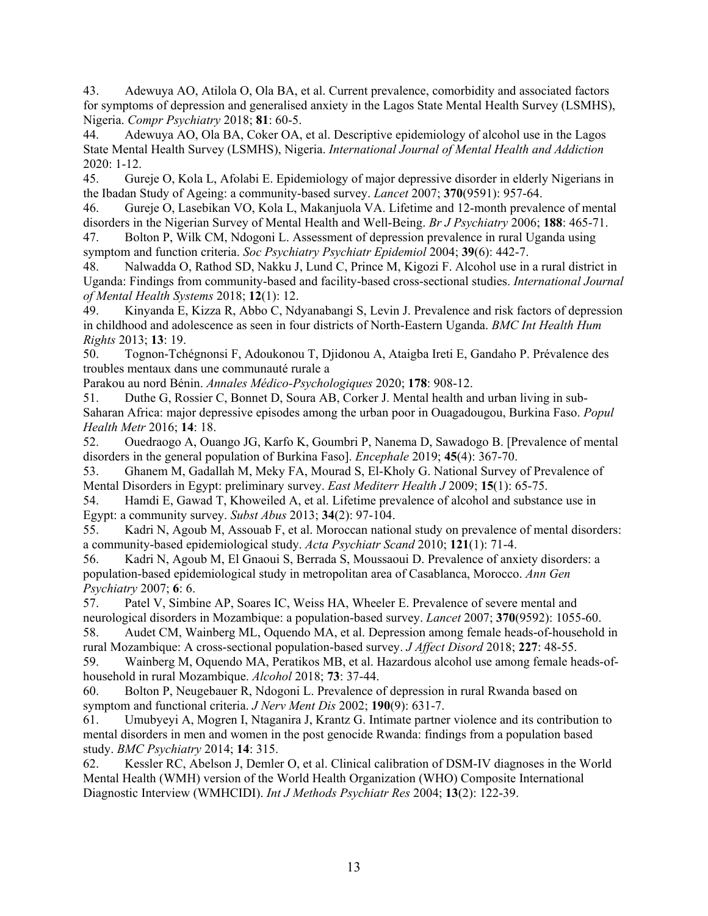43. Adewuya AO, Atilola O, Ola BA, et al. Current prevalence, comorbidity and associated factors for symptoms of depression and generalised anxiety in the Lagos State Mental Health Survey (LSMHS), Nigeria. *Compr Psychiatry* 2018; **81**: 60-5.

44. Adewuya AO, Ola BA, Coker OA, et al. Descriptive epidemiology of alcohol use in the Lagos State Mental Health Survey (LSMHS), Nigeria. *International Journal of Mental Health and Addiction* 2020: 1-12.

45. Gureje O, Kola L, Afolabi E. Epidemiology of major depressive disorder in elderly Nigerians in the Ibadan Study of Ageing: a community-based survey. *Lancet* 2007; **370**(9591): 957-64.

46. Gureje O, Lasebikan VO, Kola L, Makanjuola VA. Lifetime and 12-month prevalence of mental disorders in the Nigerian Survey of Mental Health and Well-Being. *Br J Psychiatry* 2006; **188**: 465-71.

47. Bolton P, Wilk CM, Ndogoni L. Assessment of depression prevalence in rural Uganda using symptom and function criteria. *Soc Psychiatry Psychiatr Epidemiol* 2004; **39**(6): 442-7.

48. Nalwadda O, Rathod SD, Nakku J, Lund C, Prince M, Kigozi F. Alcohol use in a rural district in Uganda: Findings from community-based and facility-based cross-sectional studies. *International Journal of Mental Health Systems* 2018; **12**(1): 12.

49. Kinyanda E, Kizza R, Abbo C, Ndyanabangi S, Levin J. Prevalence and risk factors of depression in childhood and adolescence as seen in four districts of North-Eastern Uganda. *BMC Int Health Hum Rights* 2013; **13**: 19.

50. Tognon-Tchégnonsi F, Adoukonou T, Djidonou A, Ataigba Ireti E, Gandaho P. Prévalence des troubles mentaux dans une communauté rurale a Parakou au nord Bénin. *Annales Médico-Psychologiques* 2020; **178**: 908-12.

51. Duthe G, Rossier C, Bonnet D, Soura AB, Corker J. Mental health and urban living in sub-Saharan Africa: major depressive episodes among the urban poor in Ouagadougou, Burkina Faso. *Popul Health Metr* 2016; **14**: 18.

52. Ouedraogo A, Ouango JG, Karfo K, Goumbri P, Nanema D, Sawadogo B. [Prevalence of mental disorders in the general population of Burkina Faso]. *Encephale* 2019; **45**(4): 367-70.

53. Ghanem M, Gadallah M, Meky FA, Mourad S, El-Kholy G. National Survey of Prevalence of Mental Disorders in Egypt: preliminary survey. *East Mediterr Health J* 2009; **15**(1): 65-75.

54. Hamdi E, Gawad T, Khoweiled A, et al. Lifetime prevalence of alcohol and substance use in Egypt: a community survey. *Subst Abus* 2013; **34**(2): 97-104.

55. Kadri N, Agoub M, Assouab F, et al. Moroccan national study on prevalence of mental disorders: a community-based epidemiological study. *Acta Psychiatr Scand* 2010; **121**(1): 71-4.

56. Kadri N, Agoub M, El Gnaoui S, Berrada S, Moussaoui D. Prevalence of anxiety disorders: a population-based epidemiological study in metropolitan area of Casablanca, Morocco. *Ann Gen Psychiatry* 2007; **6**: 6.

57. Patel V, Simbine AP, Soares IC, Weiss HA, Wheeler E. Prevalence of severe mental and neurological disorders in Mozambique: a population-based survey. *Lancet* 2007; **370**(9592): 1055-60.

58. Audet CM, Wainberg ML, Oquendo MA, et al. Depression among female heads-of-household in rural Mozambique: A cross-sectional population-based survey. *J Affect Disord* 2018; **227**: 48-55.

59. Wainberg M, Oquendo MA, Peratikos MB, et al. Hazardous alcohol use among female heads-of-household in rural Mozambique. *Alcohol* 2018; **73**: 37-44.

60. Bolton P, Neugebauer R, Ndogoni L. Prevalence of depression in rural Rwanda based on symptom and functional criteria. *J Nerv Ment Dis* 2002; **190**(9): 631-7.

61. Umubyeyi A, Mogren I, Ntaganira J, Krantz G. Intimate partner violence and its contribution to mental disorders in men and women in the post genocide Rwanda: findings from a population based study. *BMC Psychiatry* 2014; **14**: 315.

62. Kessler RC, Abelson J, Demler O, et al. Clinical calibration of DSM-IV diagnoses in the World Mental Health (WMH) version of the World Health Organization (WHO) Composite International Diagnostic Interview (WMHCIDI). *Int J Methods Psychiatr Res* 2004; **13**(2): 122-39.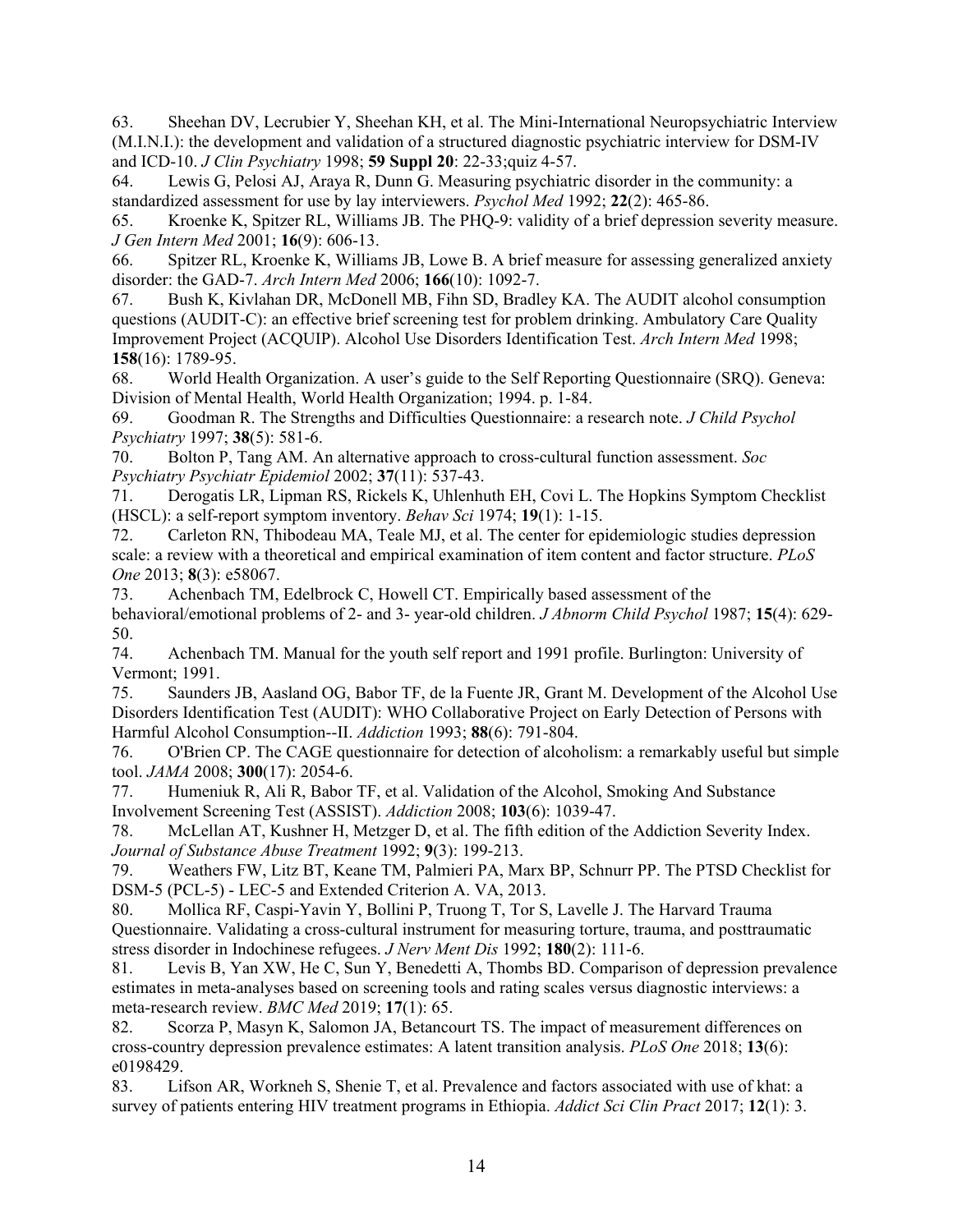63. Sheehan DV, Lecrubier Y, Sheehan KH, et al. The Mini-International Neuropsychiatric Interview (M.I.N.I.): the development and validation of a structured diagnostic psychiatric interview for DSM-IV and ICD-10. *J Clin Psychiatry* 1998; **59 Suppl 20**: 22-33;quiz 4-57.

64. Lewis G, Pelosi AJ, Araya R, Dunn G. Measuring psychiatric disorder in the community: a standardized assessment for use by lay interviewers. *Psychol Med* 1992; **22**(2): 465-86.

65. Kroenke K, Spitzer RL, Williams JB. The PHQ-9: validity of a brief depression severity measure. *J Gen Intern Med* 2001; **16**(9): 606-13.

66. Spitzer RL, Kroenke K, Williams JB, Lowe B. A brief measure for assessing generalized anxiety disorder: the GAD-7. *Arch Intern Med* 2006; **166**(10): 1092-7.

67. Bush K, Kivlahan DR, McDonell MB, Fihn SD, Bradley KA. The AUDIT alcohol consumption questions (AUDIT-C): an effective brief screening test for problem drinking. Ambulatory Care Quality Improvement Project (ACQUIP). Alcohol Use Disorders Identification Test. *Arch Intern Med* 1998; **158**(16): 1789-95.

68. World Health Organization. A user's guide to the Self Reporting Questionnaire (SRQ). Geneva: Division of Mental Health, World Health Organization; 1994. p. 1-84.

69. Goodman R. The Strengths and Difficulties Questionnaire: a research note. *J Child Psychol Psychiatry* 1997; **38**(5): 581-6.

70. Bolton P, Tang AM. An alternative approach to cross-cultural function assessment. *Soc Psychiatry Psychiatr Epidemiol* 2002; **37**(11): 537-43.

71. Derogatis LR, Lipman RS, Rickels K, Uhlenhuth EH, Covi L. The Hopkins Symptom Checklist (HSCL): a self-report symptom inventory. *Behav Sci* 1974; **19**(1): 1-15.

72. Carleton RN, Thibodeau MA, Teale MJ, et al. The center for epidemiologic studies depression scale: a review with a theoretical and empirical examination of item content and factor structure. *PLoS One* 2013; **8**(3): e58067.

73. Achenbach TM, Edelbrock C, Howell CT. Empirically based assessment of the behavioral/emotional problems of 2- and 3- year-old children. *J Abnorm Child Psychol* 1987; **15**(4): 629-50.

74. Achenbach TM. Manual for the youth self report and 1991 profile. Burlington: University of Vermont; 1991.

75. Saunders JB, Aasland OG, Babor TF, de la Fuente JR, Grant M. Development of the Alcohol Use Disorders Identification Test (AUDIT): WHO Collaborative Project on Early Detection of Persons with Harmful Alcohol Consumption--II. *Addiction* 1993; **88**(6): 791-804.

76. O'Brien CP. The CAGE questionnaire for detection of alcoholism: a remarkably useful but simple tool. *JAMA* 2008; **300**(17): 2054-6.

77. Humeniuk R, Ali R, Babor TF, et al. Validation of the Alcohol, Smoking And Substance Involvement Screening Test (ASSIST). *Addiction* 2008; **103**(6): 1039-47.

78. McLellan AT, Kushner H, Metzger D, et al. The fifth edition of the Addiction Severity Index. *Journal of Substance Abuse Treatment* 1992; **9**(3): 199-213.

79. Weathers FW, Litz BT, Keane TM, Palmieri PA, Marx BP, Schnurr PP. The PTSD Checklist for DSM-5 (PCL-5) - LEC-5 and Extended Criterion A. VA, 2013.

80. Mollica RF, Caspi-Yavin Y, Bollini P, Truong T, Tor S, Lavelle J. The Harvard Trauma Questionnaire. Validating a cross-cultural instrument for measuring torture, trauma, and posttraumatic stress disorder in Indochinese refugees. *J Nerv Ment Dis* 1992; **180**(2): 111-6.

81. Levis B, Yan XW, He C, Sun Y, Benedetti A, Thombs BD. Comparison of depression prevalence estimates in meta-analyses based on screening tools and rating scales versus diagnostic interviews: a meta-research review. *BMC Med* 2019; **17**(1): 65.

82. Scorza P, Masyn K, Salomon JA, Betancourt TS. The impact of measurement differences on cross-country depression prevalence estimates: A latent transition analysis. *PLoS One* 2018; **13**(6): e0198429.

83. Lifson AR, Workneh S, Shenie T, et al. Prevalence and factors associated with use of khat: a survey of patients entering HIV treatment programs in Ethiopia. *Addict Sci Clin Pract* 2017; **12**(1): 3.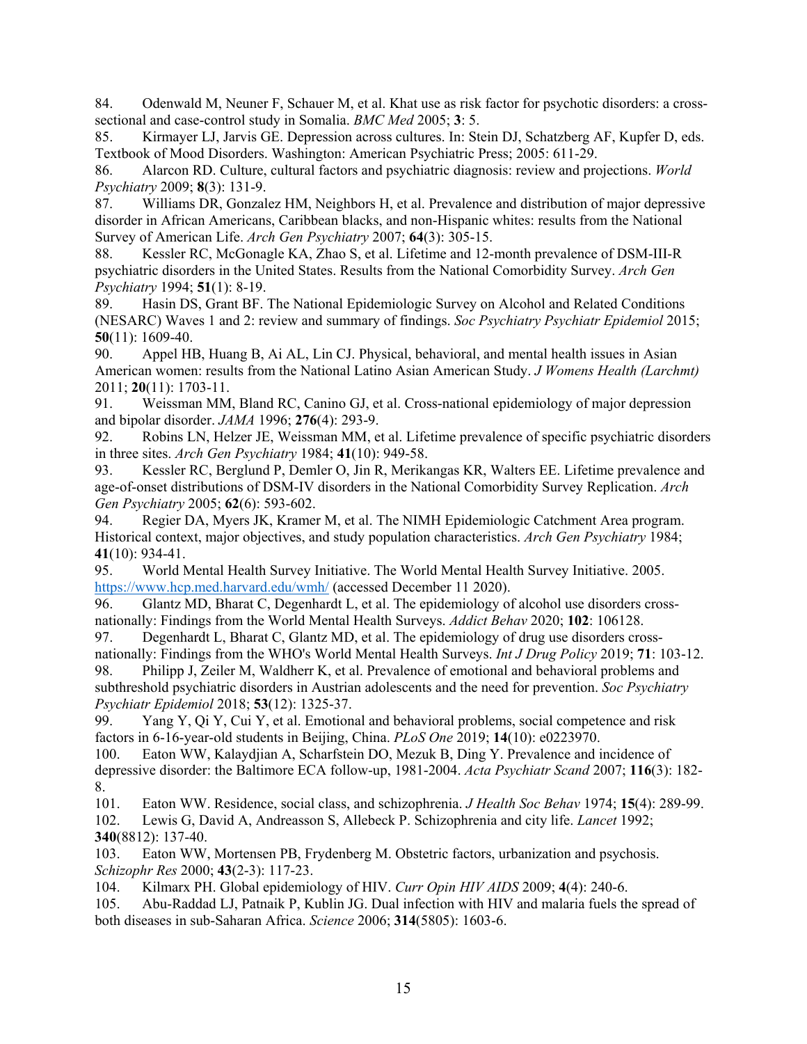84. Odenwald M, Neuner F, Schauer M, et al. Khat use as risk factor for psychotic disorders: a cross-sectional and case-control study in Somalia. *BMC Med* 2005; **3**: 5.

85. Kirmayer LJ, Jarvis GE. Depression across cultures. In: Stein DJ, Schatzberg AF, Kupfer D, eds. Textbook of Mood Disorders. Washington: American Psychiatric Press; 2005: 611-29.

86. Alarcon RD. Culture, cultural factors and psychiatric diagnosis: review and projections. *World Psychiatry* 2009; **8**(3): 131-9.

87. Williams DR, Gonzalez HM, Neighbors H, et al. Prevalence and distribution of major depressive disorder in African Americans, Caribbean blacks, and non-Hispanic whites: results from the National Survey of American Life. *Arch Gen Psychiatry* 2007; **64**(3): 305-15.

88. Kessler RC, McGonagle KA, Zhao S, et al. Lifetime and 12-month prevalence of DSM-III-R psychiatric disorders in the United States. Results from the National Comorbidity Survey. *Arch Gen Psychiatry* 1994; **51**(1): 8-19.

89. Hasin DS, Grant BF. The National Epidemiologic Survey on Alcohol and Related Conditions (NESARC) Waves 1 and 2: review and summary of findings. *Soc Psychiatry Psychiatr Epidemiol* 2015; **50**(11): 1609-40.

90. Appel HB, Huang B, Ai AL, Lin CJ. Physical, behavioral, and mental health issues in Asian American women: results from the National Latino Asian American Study. *J Womens Health (Larchmt)* 2011; **20**(11): 1703-11.

91. Weissman MM, Bland RC, Canino GJ, et al. Cross-national epidemiology of major depression and bipolar disorder. *JAMA* 1996; **276**(4): 293-9.

92. Robins LN, Helzer JE, Weissman MM, et al. Lifetime prevalence of specific psychiatric disorders in three sites. *Arch Gen Psychiatry* 1984; **41**(10): 949-58.

93. Kessler RC, Berglund P, Demler O, Jin R, Merikangas KR, Walters EE. Lifetime prevalence and age-of-onset distributions of DSM-IV disorders in the National Comorbidity Survey Replication. *Arch Gen Psychiatry* 2005; **62**(6): 593-602.

94. Regier DA, Myers JK, Kramer M, et al. The NIMH Epidemiologic Catchment Area program. Historical context, major objectives, and study population characteristics. *Arch Gen Psychiatry* 1984; **41**(10): 934-41.

95. World Mental Health Survey Initiative. The World Mental Health Survey Initiative. 2005. https://www.hcp.med.harvard.edu/wmh/ (accessed December 11 2020).

96. Glantz MD, Bharat C, Degenhardt L, et al. The epidemiology of alcohol use disorders cross-nationally: Findings from the World Mental Health Surveys. *Addict Behav* 2020; **102**: 106128.

97. Degenhardt L, Bharat C, Glantz MD, et al. The epidemiology of drug use disorders cross-nationally: Findings from the WHO's World Mental Health Surveys. *Int J Drug Policy* 2019; **71**: 103-12.

98. Philipp J, Zeiler M, Waldherr K, et al. Prevalence of emotional and behavioral problems and subthreshold psychiatric disorders in Austrian adolescents and the need for prevention. *Soc Psychiatry Psychiatr Epidemiol* 2018; **53**(12): 1325-37.

99. Yang Y, Qi Y, Cui Y, et al. Emotional and behavioral problems, social competence and risk factors in 6-16-year-old students in Beijing, China. *PLoS One* 2019; **14**(10): e0223970.

100. Eaton WW, Kalaydjian A, Scharfstein DO, Mezuk B, Ding Y. Prevalence and incidence of depressive disorder: the Baltimore ECA follow-up, 1981-2004. *Acta Psychiatr Scand* 2007; **116**(3): 182-8.

101. Eaton WW. Residence, social class, and schizophrenia. *J Health Soc Behav* 1974; **15**(4): 289-99.

102. Lewis G, David A, Andreasson S, Allebeck P. Schizophrenia and city life. *Lancet* 1992; **340**(8812): 137-40.

103. Eaton WW, Mortensen PB, Frydenberg M. Obstetric factors, urbanization and psychosis. *Schizophr Res* 2000; **43**(2-3): 117-23.

104. Kilmarx PH. Global epidemiology of HIV. *Curr Opin HIV AIDS* 2009; **4**(4): 240-6.

105. Abu-Raddad LJ, Patnaik P, Kublin JG. Dual infection with HIV and malaria fuels the spread of both diseases in sub-Saharan Africa. *Science* 2006; **314**(5805): 1603-6.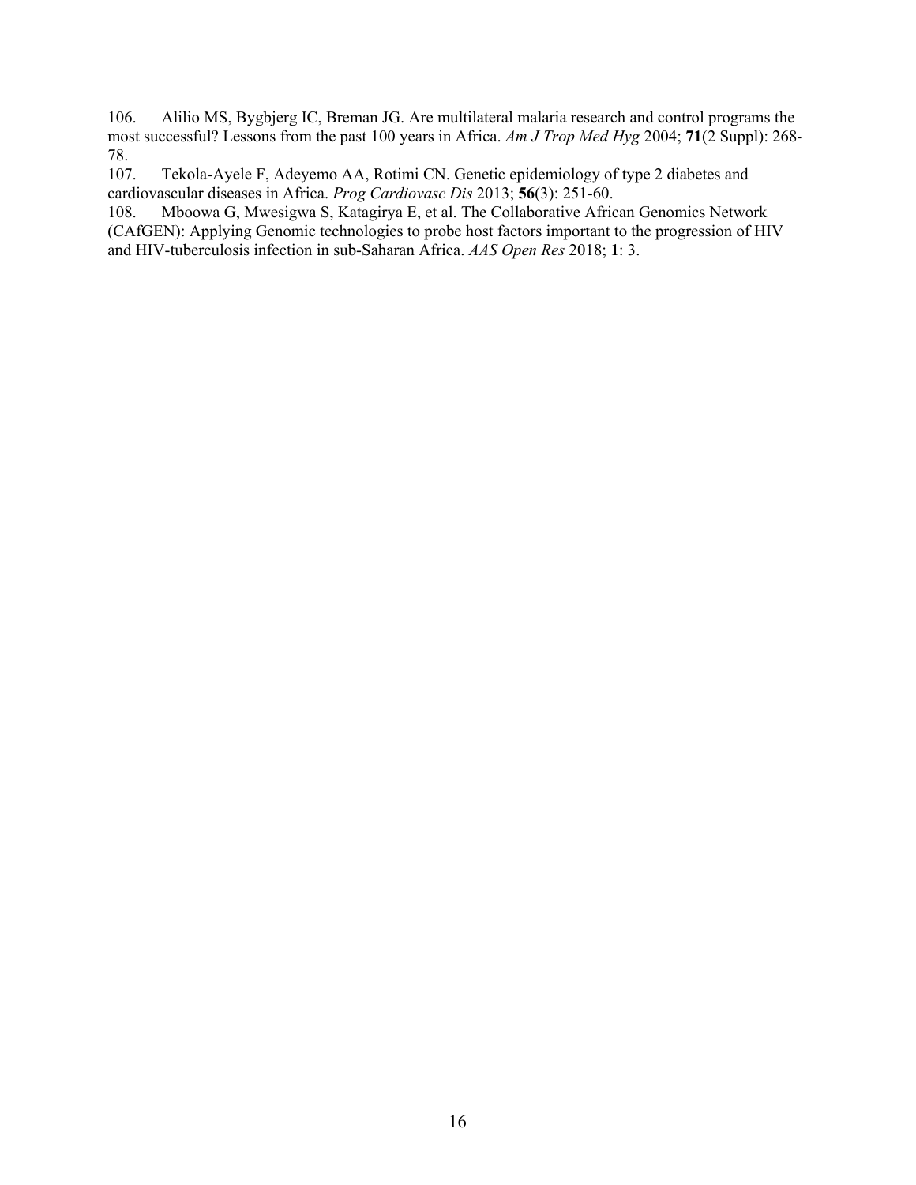106. Alilio MS, Bygbjerg IC, Breman JG. Are multilateral malaria research and control programs the most successful? Lessons from the past 100 years in Africa. *Am J Trop Med Hyg* 2004; **71**(2 Suppl): 268-78.

107. Tekola-Ayele F, Adeyemo AA, Rotimi CN. Genetic epidemiology of type 2 diabetes and cardiovascular diseases in Africa. *Prog Cardiovasc Dis* 2013; **56**(3): 251-60.

108. Mboowa G, Mwesigwa S, Katagirya E, et al. The Collaborative African Genomics Network (CAfGEN): Applying Genomic technologies to probe host factors important to the progression of HIV and HIV-tuberculosis infection in sub-Saharan Africa. *AAS Open Res* 2018; **1**: 3.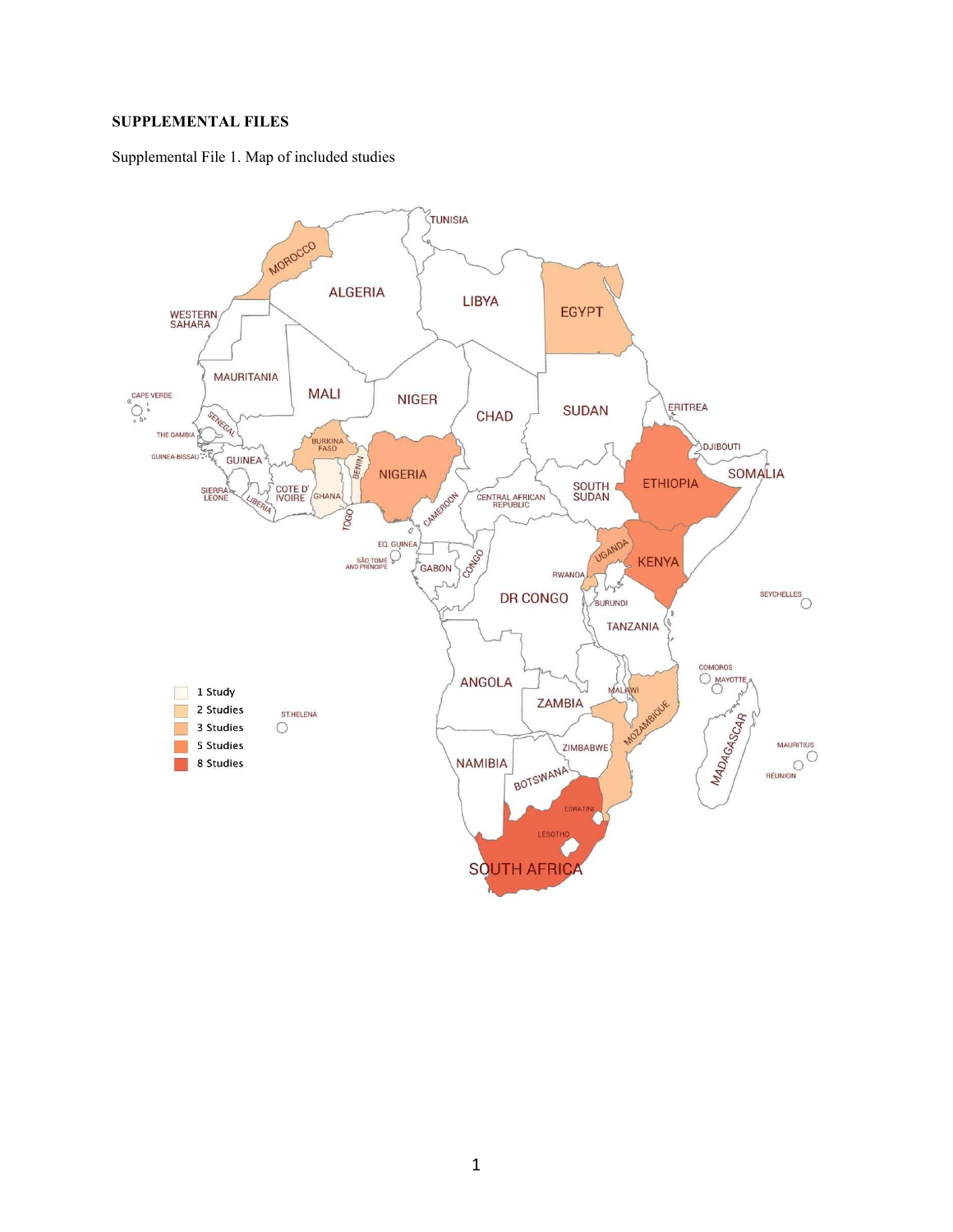**SUPPLEMENTAL FILES**

Supplemental File 1. Map of included studies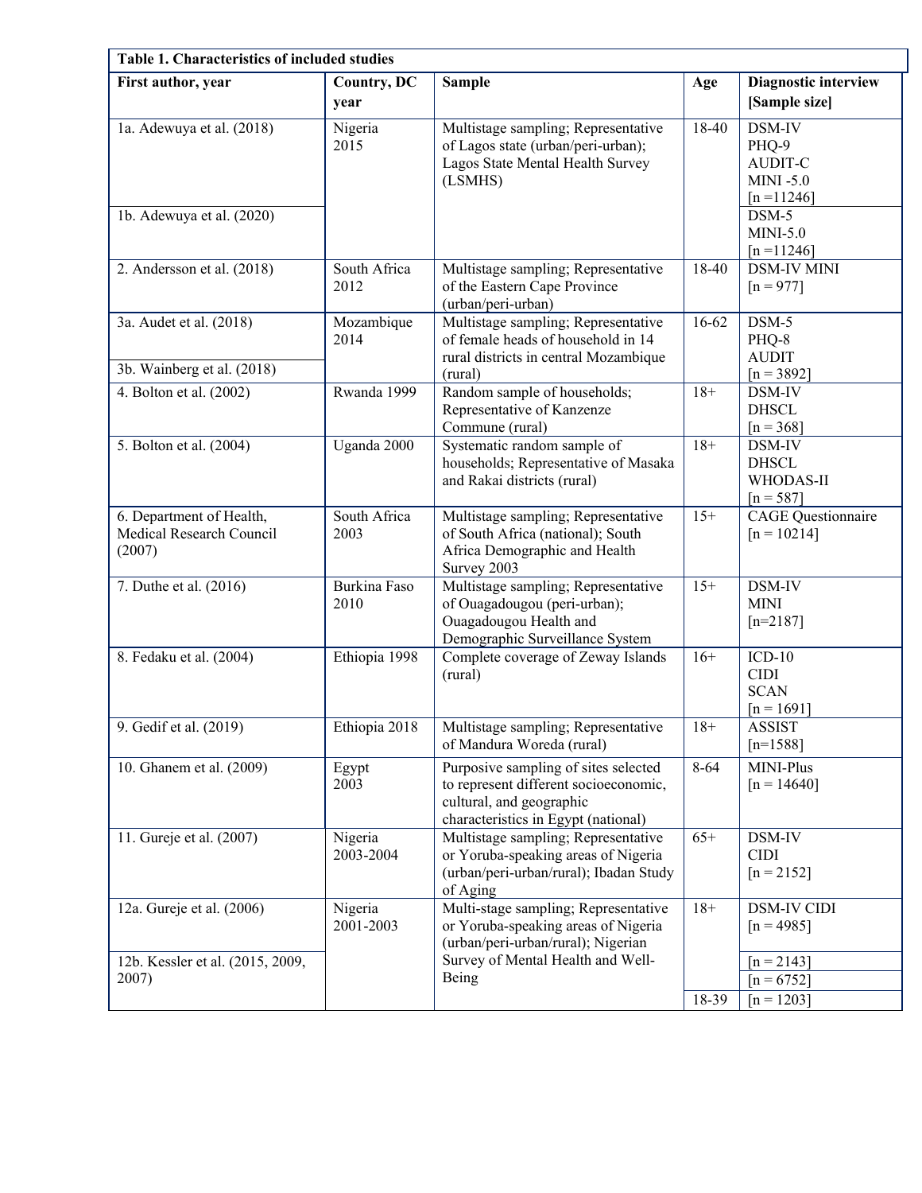**Table 1. Characteristics of included studies**

| First author, year | Country, DC year | Sample | Age | Diagnostic interview [Sample size] |
|---|---|---|---|---|
| 1a. Adewuya et al. (2018) | Nigeria 2015 | Multistage sampling; Representative of Lagos state (urban/peri-urban); Lagos State Mental Health Survey (LSMHS) | 18-40 | DSM-IV PHQ-9 AUDIT-C MINI -5.0 [n =11246] |
| 1b. Adewuya et al. (2020) | | | | DSM-5 MINI-5.0 [n =11246] |
| 2. Andersson et al. (2018) | South Africa 2012 | Multistage sampling; Representative of the Eastern Cape Province (urban/peri-urban) | 18-40 | DSM-IV MINI [n = 977] |
| 3a. Audet et al. (2018) | Mozambique 2014 | Multistage sampling; Representative of female heads of household in 14 rural districts in central Mozambique (rural) | 16-62 | DSM-5 PHQ-8 AUDIT [n = 3892] |
| 3b. Wainberg et al. (2018) | | | | |
| 4. Bolton et al. (2002) | Rwanda 1999 | Random sample of households; Representative of Kanzenze Commune (rural) | 18+ | DSM-IV DHSCL [n = 368] |
| 5. Bolton et al. (2004) | Uganda 2000 | Systematic random sample of households; Representative of Masaka and Rakai districts (rural) | 18+ | DSM-IV DHSCL WHODAS-II [n = 587] |
| 6. Department of Health, Medical Research Council (2007) | South Africa 2003 | Multistage sampling; Representative of South Africa (national); South Africa Demographic and Health Survey 2003 | 15+ | CAGE Questionnaire [n = 10214] |
| 7. Duthe et al. (2016) | Burkina Faso 2010 | Multistage sampling; Representative of Ouagadougou (peri-urban); Ouagadougou Health and Demographic Surveillance System | 15+ | DSM-IV MINI [n=2187] |
| 8. Fedaku et al. (2004) | Ethiopia 1998 | Complete coverage of Zeway Islands (rural) | 16+ | ICD-10 CIDI SCAN [n = 1691] |
| 9. Gedif et al. (2019) | Ethiopia 2018 | Multistage sampling; Representative of Mandura Woreda (rural) | 18+ | ASSIST [n=1588] |
| 10. Ghanem et al. (2009) | Egypt 2003 | Purposive sampling of sites selected to represent different socioeconomic, cultural, and geographic characteristics in Egypt (national) | 8-64 | MINI-Plus [n = 14640] |
| 11. Gureje et al. (2007) | Nigeria 2003-2004 | Multistage sampling; Representative or Yoruba-speaking areas of Nigeria (urban/peri-urban/rural); Ibadan Study of Aging | 65+ | DSM-IV CIDI [n = 2152] |
| 12a. Gureje et al. (2006) | Nigeria 2001-2003 | Multi-stage sampling; Representative or Yoruba-speaking areas of Nigeria (urban/peri-urban/rural); Nigerian Survey of Mental Health and Well-Being | 18+ | DSM-IV CIDI [n = 4985] |
| 12b. Kessler et al. (2015, 2009, 2007) | | | | [n = 2143] |
| | | | | [n = 6752] |
| | | | 18-39 | [n = 1203] |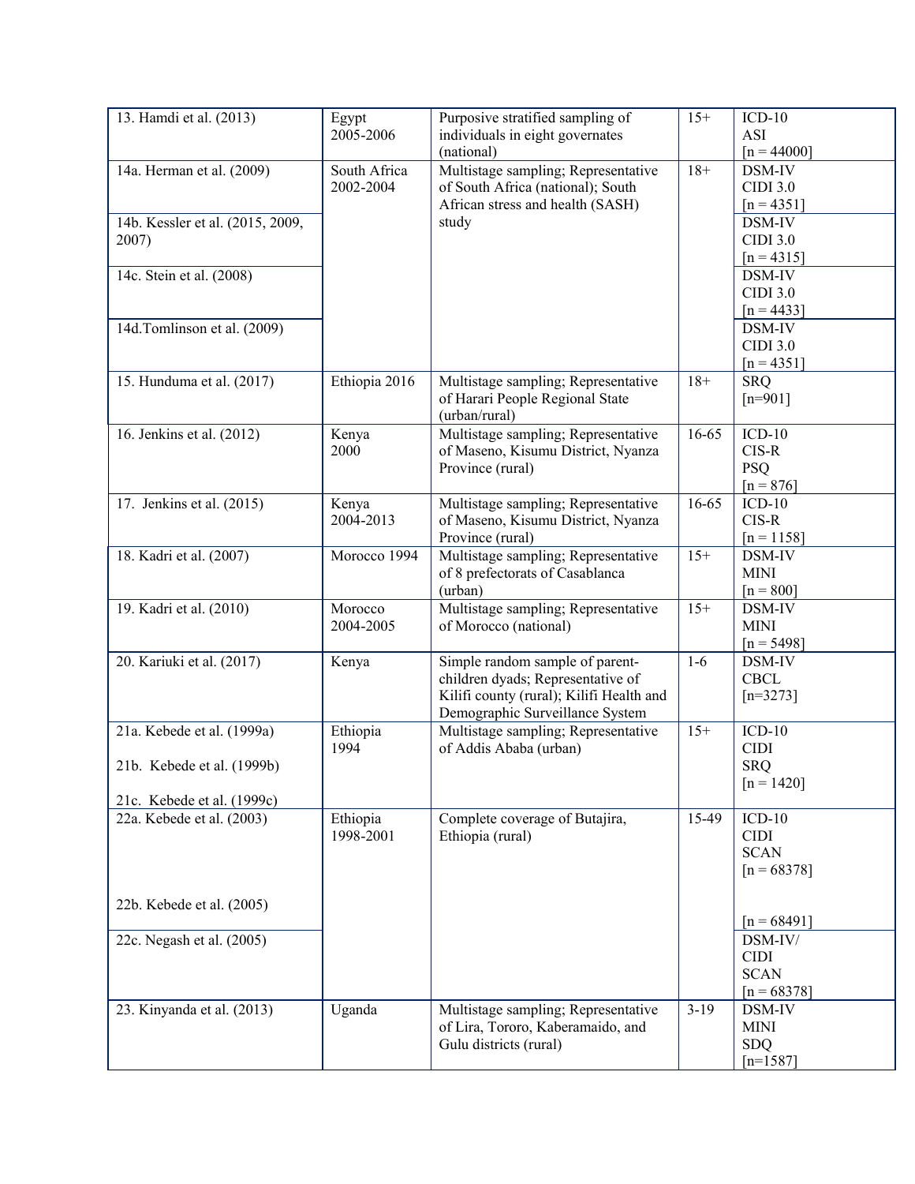| | | | | |
|---|---|---|---|---|
| 13. Hamdi et al. (2013) | Egypt 2005-2006 | Purposive stratified sampling of individuals in eight governates (national) | 15+ | ICD-10 ASI [n = 44000] |
| 14a. Herman et al. (2009) | South Africa 2002-2004 | Multistage sampling; Representative of South Africa (national); South African stress and health (SASH) study | 18+ | DSM-IV CIDI 3.0 [n = 4351] |
| 14b. Kessler et al. (2015, 2009, 2007) | | | | DSM-IV CIDI 3.0 [n = 4315] |
| 14c. Stein et al. (2008) | | | | DSM-IV CIDI 3.0 [n = 4433] |
| 14d.Tomlinson et al. (2009) | | | | DSM-IV CIDI 3.0 [n = 4351] |
| 15. Hunduma et al. (2017) | Ethiopia 2016 | Multistage sampling; Representative of Harari People Regional State (urban/rural) | 18+ | SRQ [n=901] |
| 16. Jenkins et al. (2012) | Kenya 2000 | Multistage sampling; Representative of Maseno, Kisumu District, Nyanza Province (rural) | 16-65 | ICD-10 CIS-R PSQ [n = 876] |
| 17. Jenkins et al. (2015) | Kenya 2004-2013 | Multistage sampling; Representative of Maseno, Kisumu District, Nyanza Province (rural) | 16-65 | ICD-10 CIS-R [n = 1158] |
| 18. Kadri et al. (2007) | Morocco 1994 | Multistage sampling; Representative of 8 prefectorats of Casablanca (urban) | 15+ | DSM-IV MINI [n = 800] |
| 19. Kadri et al. (2010) | Morocco 2004-2005 | Multistage sampling; Representative of Morocco (national) | 15+ | DSM-IV MINI [n = 5498] |
| 20. Kariuki et al. (2017) | Kenya | Simple random sample of parent-children dyads; Representative of Kilifi county (rural); Kilifi Health and Demographic Surveillance System | 1-6 | DSM-IV CBCL [n=3273] |
| 21a. Kebede et al. (1999a)<br>21b. Kebede et al. (1999b)<br>21c. Kebede et al. (1999c) | Ethiopia 1994 | Multistage sampling; Representative of Addis Ababa (urban) | 15+ | ICD-10 CIDI SRQ [n = 1420] |
| 22a. Kebede et al. (2003)<br>22b. Kebede et al. (2005) | Ethiopia 1998-2001 | Complete coverage of Butajira, Ethiopia (rural) | 15-49 | ICD-10 CIDI SCAN [n = 68378]<br>[n = 68491] |
| 22c. Negash et al. (2005) | | | | DSM-IV/ CIDI SCAN [n = 68378] |
| 23. Kinyanda et al. (2013) | Uganda | Multistage sampling; Representative of Lira, Tororo, Kaberamaido, and Gulu districts (rural) | 3-19 | DSM-IV MINI SDQ [n=1587] |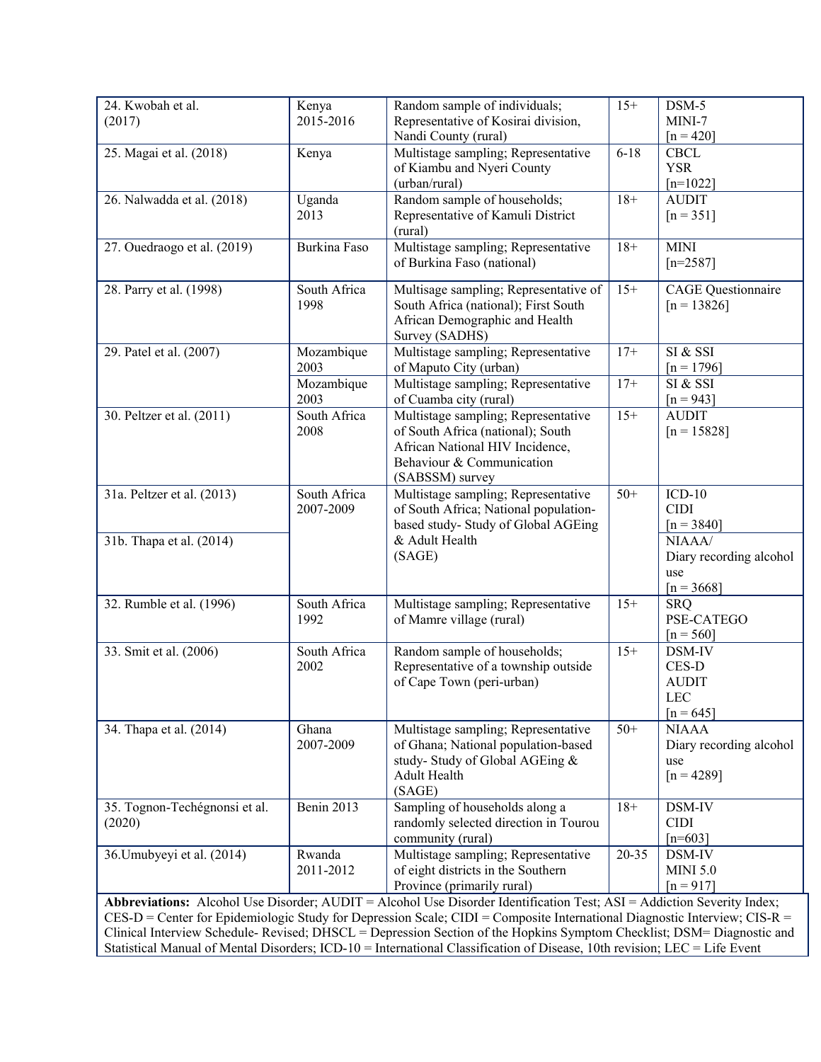| | | | | |
|---|---|---|---|---|
| 24. Kwobah et al. (2017) | Kenya 2015-2016 | Random sample of individuals; Representative of Kosirai division, Nandi County (rural) | 15+ | DSM-5 MINI-7 [n = 420] |
| 25. Magai et al. (2018) | Kenya | Multistage sampling; Representative of Kiambu and Nyeri County (urban/rural) | 6-18 | CBCL YSR [n=1022] |
| 26. Nalwadda et al. (2018) | Uganda 2013 | Random sample of households; Representative of Kamuli District (rural) | 18+ | AUDIT [n = 351] |
| 27. Ouedraogo et al. (2019) | Burkina Faso | Multistage sampling; Representative of Burkina Faso (national) | 18+ | MINI [n=2587] |
| 28. Parry et al. (1998) | South Africa 1998 | Multisage sampling; Representative of South Africa (national); First South African Demographic and Health Survey (SADHS) | 15+ | CAGE Questionnaire [n = 13826] |
| 29. Patel et al. (2007) | Mozambique 2003 | Multistage sampling; Representative of Maputo City (urban) | 17+ | SI & SSI [n = 1796] |
| | Mozambique 2003 | Multistage sampling; Representative of Cuamba city (rural) | 17+ | SI & SSI [n = 943] |
| 30. Peltzer et al. (2011) | South Africa 2008 | Multistage sampling; Representative of South Africa (national); South African National HIV Incidence, Behaviour & Communication (SABSSM) survey | 15+ | AUDIT [n = 15828] |
| 31a. Peltzer et al. (2013) | South Africa 2007-2009 | Multistage sampling; Representative of South Africa; National population-based study- Study of Global AGEing & Adult Health (SAGE) | 50+ | ICD-10 CIDI [n = 3840] |
| 31b. Thapa et al. (2014) | | | | NIAAA/ Diary recording alcohol use [n = 3668] |
| 32. Rumble et al. (1996) | South Africa 1992 | Multistage sampling; Representative of Mamre village (rural) | 15+ | SRQ PSE-CATEGO [n = 560] |
| 33. Smit et al. (2006) | South Africa 2002 | Random sample of households; Representative of a township outside of Cape Town (peri-urban) | 15+ | DSM-IV CES-D AUDIT LEC [n = 645] |
| 34. Thapa et al. (2014) | Ghana 2007-2009 | Multistage sampling; Representative of Ghana; National population-based study- Study of Global AGEing & Adult Health (SAGE) | 50+ | NIAAA Diary recording alcohol use [n = 4289] |
| 35. Tognon-Techégnonsi et al. (2020) | Benin 2013 | Sampling of households along a randomly selected direction in Tourou community (rural) | 18+ | DSM-IV CIDI [n=603] |
| 36.Umubyeyi et al. (2014) | Rwanda 2011-2012 | Multistage sampling; Representative of eight districts in the Southern Province (primarily rural) | 20-35 | DSM-IV MINI 5.0 [n = 917] |

**Abbreviations:** Alcohol Use Disorder; AUDIT = Alcohol Use Disorder Identification Test; ASI = Addiction Severity Index; CES-D = Center for Epidemiologic Study for Depression Scale; CIDI = Composite International Diagnostic Interview; CIS-R = Clinical Interview Schedule- Revised; DHSCL = Depression Section of the Hopkins Symptom Checklist; DSM= Diagnostic and Statistical Manual of Mental Disorders; ICD-10 = International Classification of Disease, 10th revision; LEC = Life Event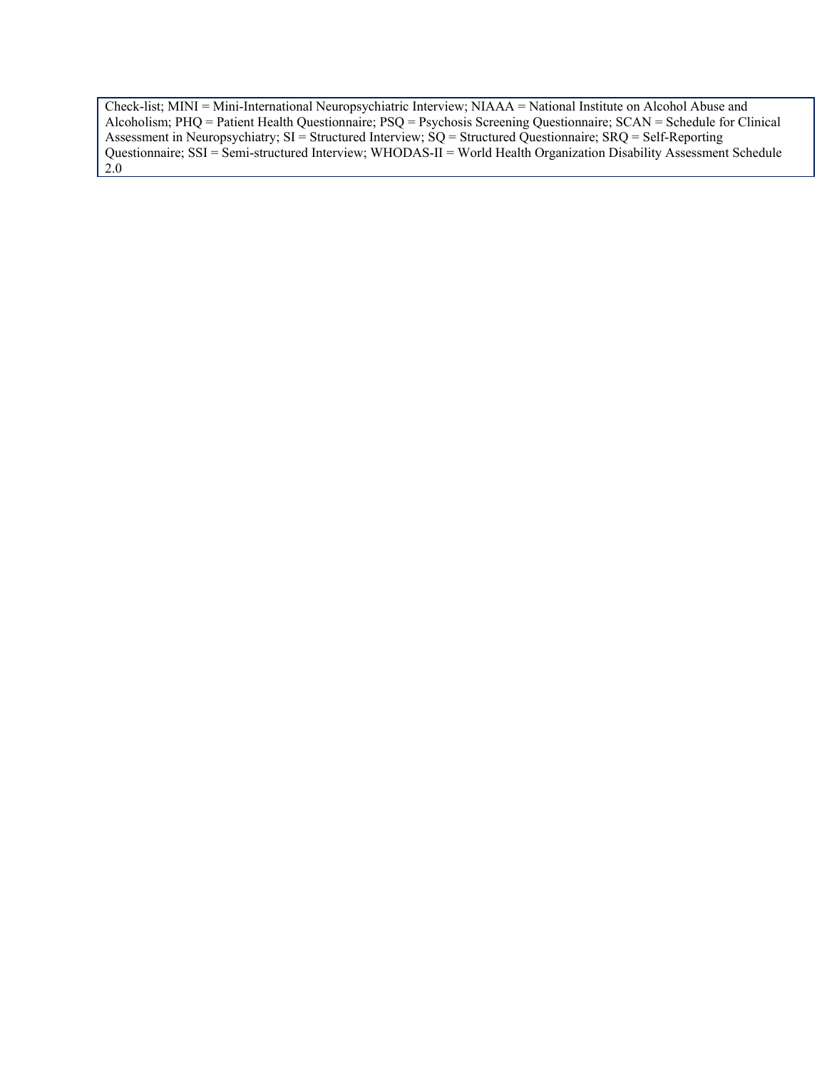Check-list; MINI = Mini-International Neuropsychiatric Interview; NIAAA = National Institute on Alcohol Abuse and Alcoholism; PHQ = Patient Health Questionnaire; PSQ = Psychosis Screening Questionnaire; SCAN = Schedule for Clinical Assessment in Neuropsychiatry; SI = Structured Interview; SQ = Structured Questionnaire; SRQ = Self-Reporting Questionnaire; SSI = Semi-structured Interview; WHODAS-II = World Health Organization Disability Assessment Schedule 2.0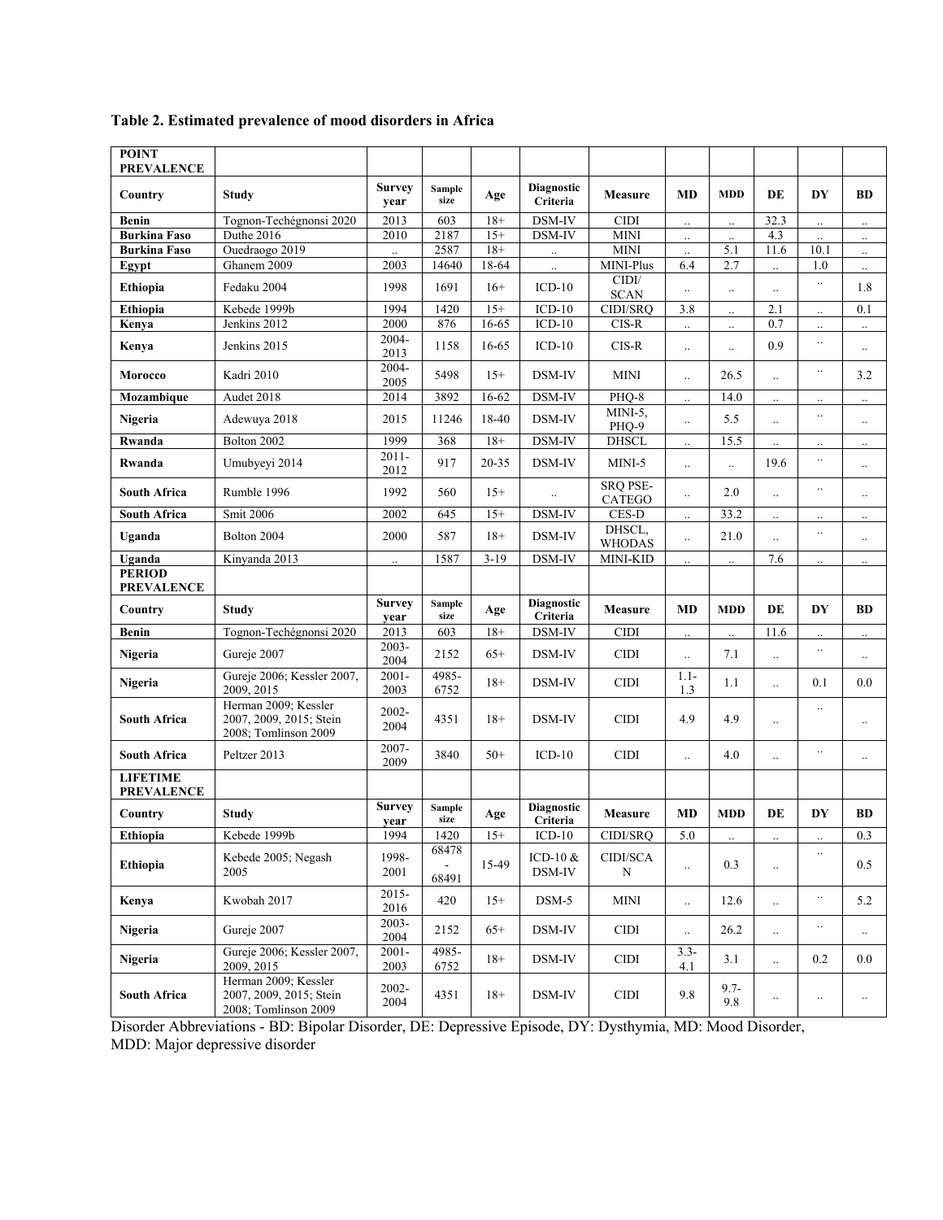**Table 2. Estimated prevalence of mood disorders in Africa**

| **POINT PREVALENCE** | | | | | | | | | | | |
|---|---|---|---|---|---|---|---|---|---|---|---|
| **Country** | **Study** | **Survey year** | **Sample size** | **Age** | **Diagnostic Criteria** | **Measure** | **MD** | **MDD** | **DE** | **DY** | **BD** |
| **Benin** | Tognon-Techégnonsi 2020 | 2013 | 603 | 18+ | DSM-IV | CIDI | .. | .. | 32.3 | .. | .. |
| **Burkina Faso** | Duthe 2016 | 2010 | 2187 | 15+ | DSM-IV | MINI | .. | .. | 4.3 | .. | .. |
| **Burkina Faso** | Ouedraogo 2019 | .. | 2587 | 18+ | .. | MINI | .. | 5.1 | 11.6 | 10.1 | .. |
| **Egypt** | Ghanem 2009 | 2003 | 14640 | 18-64 | .. | MINI-Plus | 6.4 | 2.7 | .. | 1.0 | .. |
| **Ethiopia** | Fedaku 2004 | 1998 | 1691 | 16+ | ICD-10 | CIDI/ SCAN | .. | .. | .. | .. | 1.8 |
| **Ethiopia** | Kebede 1999b | 1994 | 1420 | 15+ | ICD-10 | CIDI/SRQ | 3.8 | .. | 2.1 | .. | 0.1 |
| **Kenya** | Jenkins 2012 | 2000 | 876 | 16-65 | ICD-10 | CIS-R | .. | .. | 0.7 | .. | .. |
| **Kenya** | Jenkins 2015 | 2004-2013 | 1158 | 16-65 | ICD-10 | CIS-R | .. | .. | 0.9 | .. | .. |
| **Morocco** | Kadri 2010 | 2004-2005 | 5498 | 15+ | DSM-IV | MINI | .. | 26.5 | .. | .. | 3.2 |
| **Mozambique** | Audet 2018 | 2014 | 3892 | 16-62 | DSM-IV | PHQ-8 | .. | 14.0 | .. | .. | .. |
| **Nigeria** | Adewuya 2018 | 2015 | 11246 | 18-40 | DSM-IV | MINI-5, PHQ-9 | .. | 5.5 | .. | .. | .. |
| **Rwanda** | Bolton 2002 | 1999 | 368 | 18+ | DSM-IV | DHSCL | .. | 15.5 | .. | .. | .. |
| **Rwanda** | Umubyeyi 2014 | 2011-2012 | 917 | 20-35 | DSM-IV | MINI-5 | .. | .. | 19.6 | .. | .. |
| **South Africa** | Rumble 1996 | 1992 | 560 | 15+ | .. | SRQ PSE-CATEGO | .. | 2.0 | .. | .. | .. |
| **South Africa** | Smit 2006 | 2002 | 645 | 15+ | DSM-IV | CES-D | .. | 33.2 | .. | .. | .. |
| **Uganda** | Bolton 2004 | 2000 | 587 | 18+ | DSM-IV | DHSCL, WHODAS | .. | 21.0 | .. | .. | .. |
| **Uganda** | Kinyanda 2013 | .. | 1587 | 3-19 | DSM-IV | MINI-KID | .. | .. | 7.6 | .. | .. |
| **PERIOD PREVALENCE** | | | | | | | | | | | |
| **Country** | **Study** | **Survey year** | **Sample size** | **Age** | **Diagnostic Criteria** | **Measure** | **MD** | **MDD** | **DE** | **DY** | **BD** |
| **Benin** | Tognon-Techégnonsi 2020 | 2013 | 603 | 18+ | DSM-IV | CIDI | .. | .. | 11.6 | .. | .. |
| **Nigeria** | Gureje 2007 | 2003-2004 | 2152 | 65+ | DSM-IV | CIDI | .. | 7.1 | .. | .. | .. |
| **Nigeria** | Gureje 2006; Kessler 2007, 2009, 2015 | 2001-2003 | 4985-6752 | 18+ | DSM-IV | CIDI | 1.1-1.3 | 1.1 | .. | 0.1 | 0.0 |
| **South Africa** | Herman 2009; Kessler 2007, 2009, 2015; Stein 2008; Tomlinson 2009 | 2002-2004 | 4351 | 18+ | DSM-IV | CIDI | 4.9 | 4.9 | .. | .. | .. |
| **South Africa** | Peltzer 2013 | 2007-2009 | 3840 | 50+ | ICD-10 | CIDI | .. | 4.0 | .. | .. | .. |
| **LIFETIME PREVALENCE** | | | | | | | | | | | |
| **Country** | **Study** | **Survey year** | **Sample size** | **Age** | **Diagnostic Criteria** | **Measure** | **MD** | **MDD** | **DE** | **DY** | **BD** |
| **Ethiopia** | Kebede 1999b | 1994 | 1420 | 15+ | ICD-10 | CIDI/SRQ | 5.0 | .. | .. | .. | 0.3 |
| **Ethiopia** | Kebede 2005; Negash 2005 | 1998-2001 | 68478 - 68491 | 15-49 | ICD-10 & DSM-IV | CIDI/SCAN | .. | 0.3 | .. | .. | 0.5 |
| **Kenya** | Kwobah 2017 | 2015-2016 | 420 | 15+ | DSM-5 | MINI | .. | 12.6 | .. | .. | 5.2 |
| **Nigeria** | Gureje 2007 | 2003-2004 | 2152 | 65+ | DSM-IV | CIDI | .. | 26.2 | .. | .. | .. |
| **Nigeria** | Gureje 2006; Kessler 2007, 2009, 2015 | 2001-2003 | 4985-6752 | 18+ | DSM-IV | CIDI | 3.3-4.1 | 3.1 | .. | 0.2 | 0.0 |
| **South Africa** | Herman 2009; Kessler 2007, 2009, 2015; Stein 2008; Tomlinson 2009 | 2002-2004 | 4351 | 18+ | DSM-IV | CIDI | 9.8 | 9.7-9.8 | .. | .. | .. |

Disorder Abbreviations - BD: Bipolar Disorder, DE: Depressive Episode, DY: Dysthymia, MD: Mood Disorder, MDD: Major depressive disorder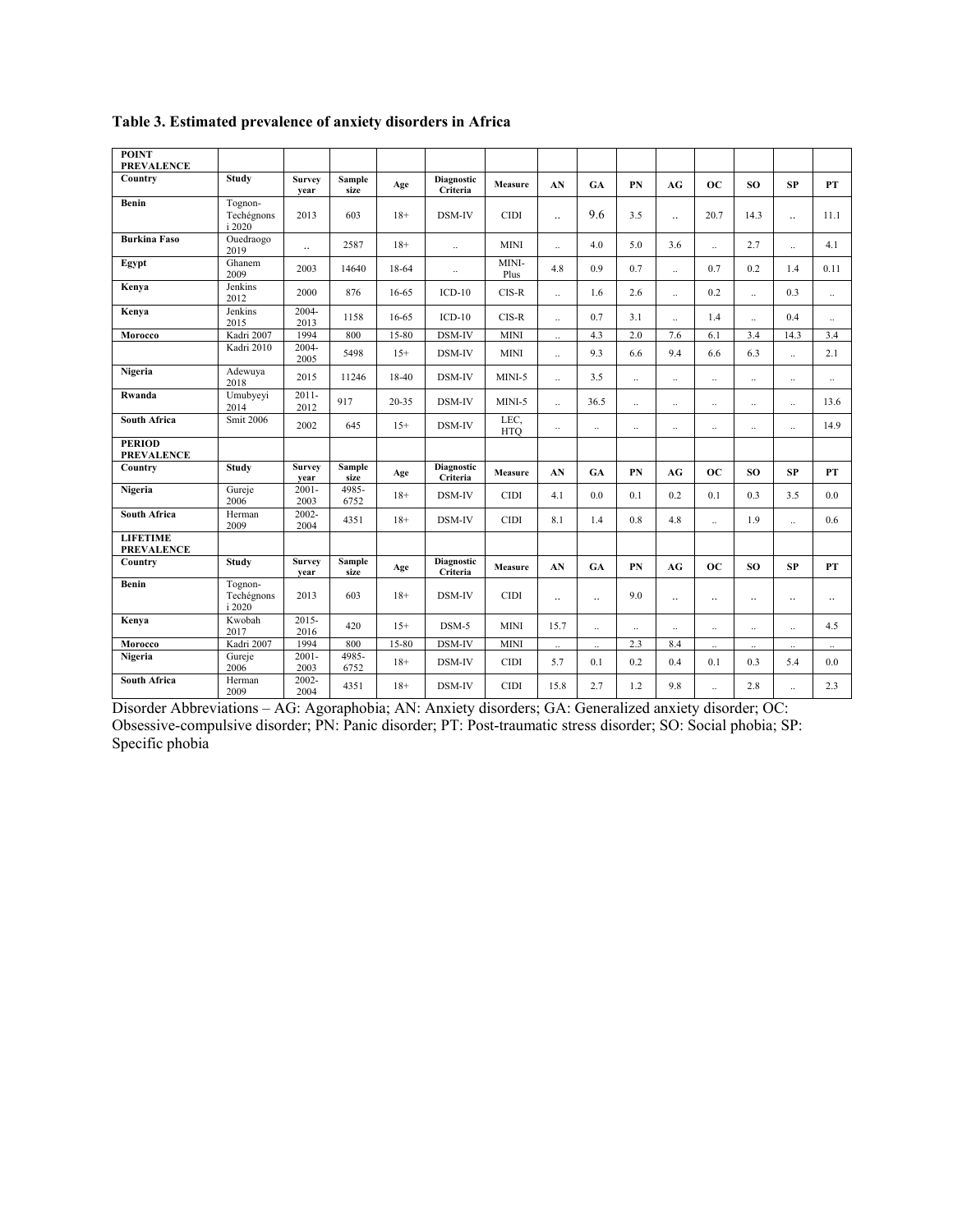**Table 3. Estimated prevalence of anxiety disorders in Africa**

| **POINT PREVALENCE** | | | | | | | | | | | | | | |
|---|---|---|---|---|---|---|---|---|---|---|---|---|---|---|
| **Country** | **Study** | **Survey year** | **Sample size** | **Age** | **Diagnostic Criteria** | **Measure** | **AN** | **GA** | **PN** | **AG** | **OC** | **SO** | **SP** | **PT** |
| **Benin** | Tognon-Techégnons i 2020 | 2013 | 603 | 18+ | DSM-IV | CIDI | .. | 9.6 | 3.5 | .. | 20.7 | 14.3 | .. | 11.1 |
| **Burkina Faso** | Ouedraogo 2019 | .. | 2587 | 18+ | .. | MINI | .. | 4.0 | 5.0 | 3.6 | .. | 2.7 | .. | 4.1 |
| **Egypt** | Ghanem 2009 | 2003 | 14640 | 18-64 | .. | MINI-Plus | 4.8 | 0.9 | 0.7 | .. | 0.7 | 0.2 | 1.4 | 0.11 |
| **Kenya** | Jenkins 2012 | 2000 | 876 | 16-65 | ICD-10 | CIS-R | .. | 1.6 | 2.6 | .. | 0.2 | .. | 0.3 | .. |
| **Kenya** | Jenkins 2015 | 2004-2013 | 1158 | 16-65 | ICD-10 | CIS-R | .. | 0.7 | 3.1 | .. | 1.4 | .. | 0.4 | .. |
| **Morocco** | Kadri 2007 | 1994 | 800 | 15-80 | DSM-IV | MINI | .. | 4.3 | 2.0 | 7.6 | 6.1 | 3.4 | 14.3 | 3.4 |
| | Kadri 2010 | 2004-2005 | 5498 | 15+ | DSM-IV | MINI | .. | 9.3 | 6.6 | 9.4 | 6.6 | 6.3 | .. | 2.1 |
| **Nigeria** | Adewuya 2018 | 2015 | 11246 | 18-40 | DSM-IV | MINI-5 | .. | 3.5 | .. | .. | .. | .. | .. | .. |
| **Rwanda** | Umubyeyi 2014 | 2011-2012 | 917 | 20-35 | DSM-IV | MINI-5 | .. | 36.5 | .. | .. | .. | .. | .. | 13.6 |
| **South Africa** | Smit 2006 | 2002 | 645 | 15+ | DSM-IV | LEC, HTQ | .. | .. | .. | .. | .. | .. | .. | 14.9 |
| **PERIOD PREVALENCE** | | | | | | | | | | | | | | |
| **Country** | **Study** | **Survey year** | **Sample size** | **Age** | **Diagnostic Criteria** | **Measure** | **AN** | **GA** | **PN** | **AG** | **OC** | **SO** | **SP** | **PT** |
| **Nigeria** | Gureje 2006 | 2001-2003 | 4985-6752 | 18+ | DSM-IV | CIDI | 4.1 | 0.0 | 0.1 | 0.2 | 0.1 | 0.3 | 3.5 | 0.0 |
| **South Africa** | Herman 2009 | 2002-2004 | 4351 | 18+ | DSM-IV | CIDI | 8.1 | 1.4 | 0.8 | 4.8 | .. | 1.9 | .. | 0.6 |
| **LIFETIME PREVALENCE** | | | | | | | | | | | | | | |
| **Country** | **Study** | **Survey year** | **Sample size** | **Age** | **Diagnostic Criteria** | **Measure** | **AN** | **GA** | **PN** | **AG** | **OC** | **SO** | **SP** | **PT** |
| **Benin** | Tognon-Techégnons i 2020 | 2013 | 603 | 18+ | DSM-IV | CIDI | .. | .. | 9.0 | .. | .. | .. | .. | .. |
| **Kenya** | Kwobah 2017 | 2015-2016 | 420 | 15+ | DSM-5 | MINI | 15.7 | .. | .. | .. | .. | .. | .. | 4.5 |
| **Morocco** | Kadri 2007 | 1994 | 800 | 15-80 | DSM-IV | MINI | .. | .. | 2.3 | 8.4 | .. | .. | .. | .. |
| **Nigeria** | Gureje 2006 | 2001-2003 | 4985-6752 | 18+ | DSM-IV | CIDI | 5.7 | 0.1 | 0.2 | 0.4 | 0.1 | 0.3 | 5.4 | 0.0 |
| **South Africa** | Herman 2009 | 2002-2004 | 4351 | 18+ | DSM-IV | CIDI | 15.8 | 2.7 | 1.2 | 9.8 | .. | 2.8 | .. | 2.3 |

Disorder Abbreviations – AG: Agoraphobia; AN: Anxiety disorders; GA: Generalized anxiety disorder; OC: Obsessive-compulsive disorder; PN: Panic disorder; PT: Post-traumatic stress disorder; SO: Social phobia; SP: Specific phobia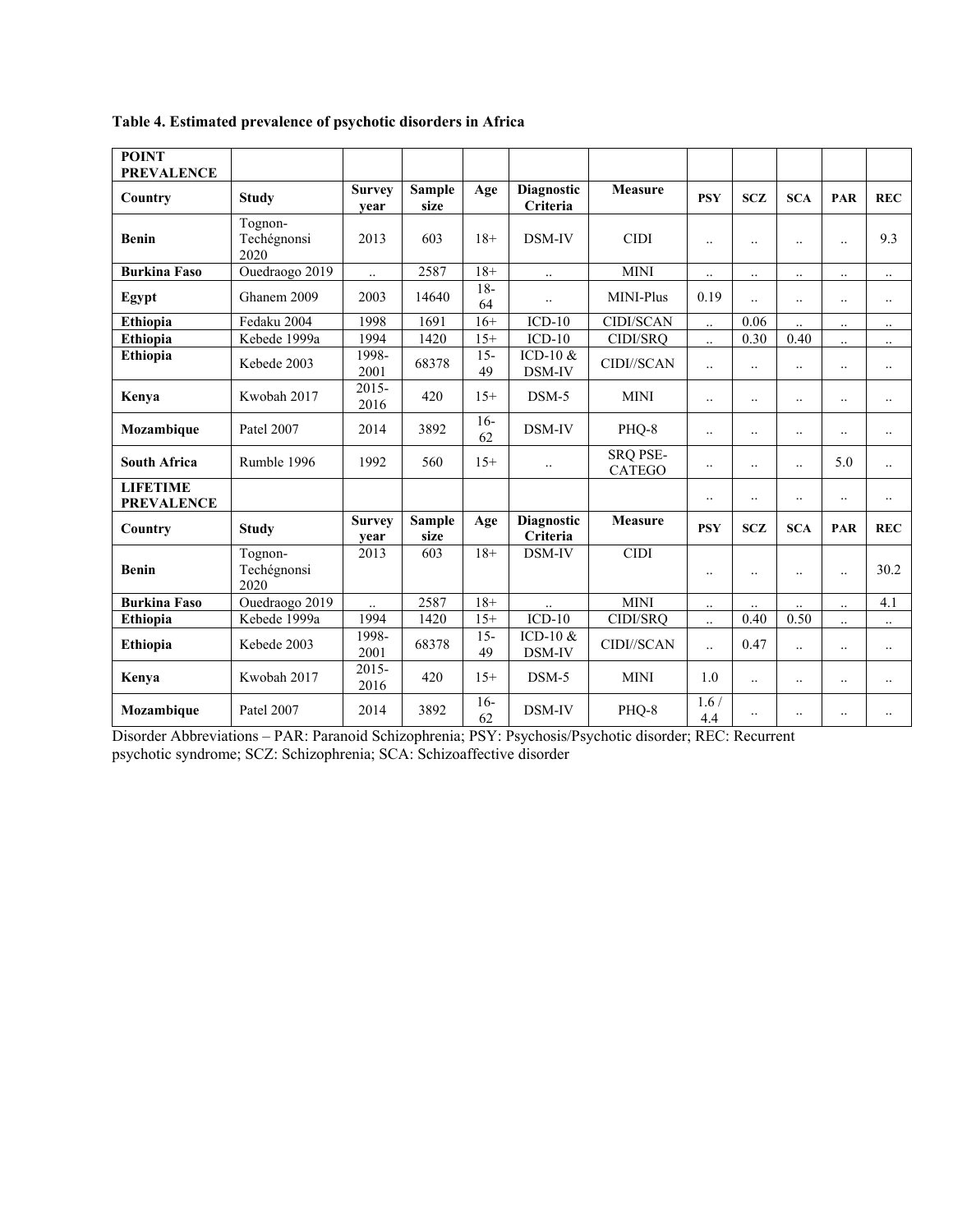**Table 4. Estimated prevalence of psychotic disorders in Africa**

| POINT PREVALENCE | | | | | | | | | | | |
|---|---|---|---|---|---|---|---|---|---|---|---|
| **Country** | **Study** | **Survey year** | **Sample size** | **Age** | **Diagnostic Criteria** | **Measure** | **PSY** | **SCZ** | **SCA** | **PAR** | **REC** |
| **Benin** | Tognon-Techégnonsi 2020 | 2013 | 603 | 18+ | DSM-IV | CIDI | .. | .. | .. | .. | 9.3 |
| **Burkina Faso** | Ouedraogo 2019 | .. | 2587 | 18+ | .. | MINI | .. | .. | .. | .. | .. |
| **Egypt** | Ghanem 2009 | 2003 | 14640 | 18-64 | .. | MINI-Plus | 0.19 | .. | .. | .. | .. |
| **Ethiopia** | Fedaku 2004 | 1998 | 1691 | 16+ | ICD-10 | CIDI/SCAN | .. | 0.06 | .. | .. | .. |
| **Ethiopia** | Kebede 1999a | 1994 | 1420 | 15+ | ICD-10 | CIDI/SRQ | .. | 0.30 | 0.40 | .. | .. |
| **Ethiopia** | Kebede 2003 | 1998-2001 | 68378 | 15-49 | ICD-10 & DSM-IV | CIDI//SCAN | .. | .. | .. | .. | .. |
| **Kenya** | Kwobah 2017 | 2015-2016 | 420 | 15+ | DSM-5 | MINI | .. | .. | .. | .. | .. |
| **Mozambique** | Patel 2007 | 2014 | 3892 | 16-62 | DSM-IV | PHQ-8 | .. | .. | .. | .. | .. |
| **South Africa** | Rumble 1996 | 1992 | 560 | 15+ | .. | SRQ PSE-CATEGO | .. | .. | .. | 5.0 | .. |
| **LIFETIME PREVALENCE** | | | | | | | .. | .. | .. | .. | .. |
| **Country** | **Study** | **Survey year** | **Sample size** | **Age** | **Diagnostic Criteria** | **Measure** | **PSY** | **SCZ** | **SCA** | **PAR** | **REC** |
| **Benin** | Tognon-Techégnonsi 2020 | 2013 | 603 | 18+ | DSM-IV | CIDI | .. | .. | .. | .. | 30.2 |
| **Burkina Faso** | Ouedraogo 2019 | .. | 2587 | 18+ | .. | MINI | .. | .. | .. | .. | 4.1 |
| **Ethiopia** | Kebede 1999a | 1994 | 1420 | 15+ | ICD-10 | CIDI/SRQ | .. | 0.40 | 0.50 | .. | .. |
| **Ethiopia** | Kebede 2003 | 1998-2001 | 68378 | 15-49 | ICD-10 & DSM-IV | CIDI//SCAN | .. | 0.47 | .. | .. | .. |
| **Kenya** | Kwobah 2017 | 2015-2016 | 420 | 15+ | DSM-5 | MINI | 1.0 | .. | .. | .. | .. |
| **Mozambique** | Patel 2007 | 2014 | 3892 | 16-62 | DSM-IV | PHQ-8 | 1.6 / 4.4 | .. | .. | .. | .. |

Disorder Abbreviations – PAR: Paranoid Schizophrenia; PSY: Psychosis/Psychotic disorder; REC: Recurrent psychotic syndrome; SCZ: Schizophrenia; SCA: Schizoaffective disorder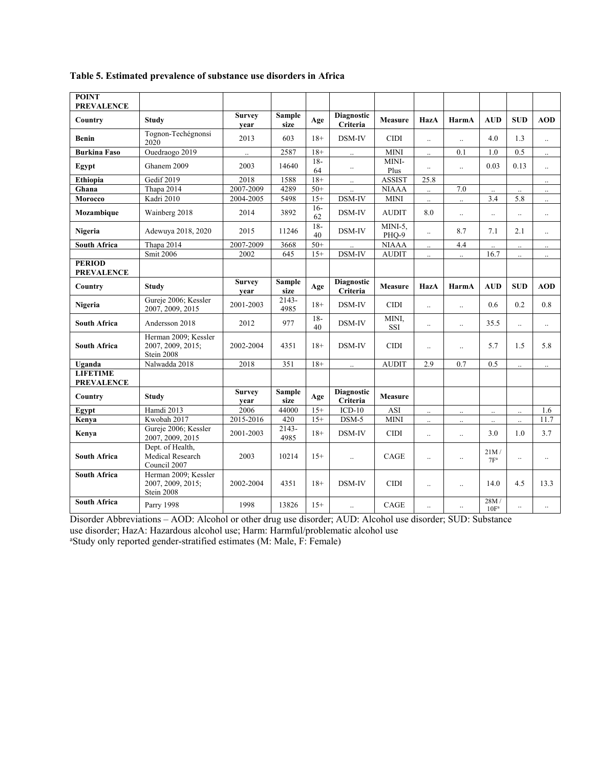**Table 5. Estimated prevalence of substance use disorders in Africa**

| POINT PREVALENCE | | | | | | | | | | | |
|---|---|---|---|---|---|---|---|---|---|---|---|
| **Country** | **Study** | **Survey year** | **Sample size** | **Age** | **Diagnostic Criteria** | **Measure** | **HazA** | **HarmA** | **AUD** | **SUD** | **AOD** |
| **Benin** | Tognon-Techégnonsi 2020 | 2013 | 603 | 18+ | DSM-IV | CIDI | .. | .. | 4.0 | 1.3 | .. |
| **Burkina Faso** | Ouedraogo 2019 | .. | 2587 | 18+ | .. | MINI | .. | 0.1 | 1.0 | 0.5 | .. |
| **Egypt** | Ghanem 2009 | 2003 | 14640 | 18-64 | .. | MINI-Plus | .. | .. | 0.03 | 0.13 | .. |
| **Ethiopia** | Gedif 2019 | 2018 | 1588 | 18+ | .. | ASSIST | 25.8 | | | | .. |
| **Ghana** | Thapa 2014 | 2007-2009 | 4289 | 50+ | .. | NIAAA | .. | 7.0 | .. | .. | .. |
| **Morocco** | Kadri 2010 | 2004-2005 | 5498 | 15+ | DSM-IV | MINI | .. | .. | 3.4 | 5.8 | .. |
| **Mozambique** | Wainberg 2018 | 2014 | 3892 | 16-62 | DSM-IV | AUDIT | 8.0 | .. | .. | .. | .. |
| **Nigeria** | Adewuya 2018, 2020 | 2015 | 11246 | 18-40 | DSM-IV | MINI-5, PHQ-9 | .. | 8.7 | 7.1 | 2.1 | .. |
| **South Africa** | Thapa 2014 | 2007-2009 | 3668 | 50+ | .. | NIAAA | .. | 4.4 | .. | .. | .. |
| | Smit 2006 | 2002 | 645 | 15+ | DSM-IV | AUDIT | .. | .. | 16.7 | .. | .. |
| **PERIOD PREVALENCE** | | | | | | | | | | | |
| **Country** | **Study** | **Survey year** | **Sample size** | **Age** | **Diagnostic Criteria** | **Measure** | **HazA** | **HarmA** | **AUD** | **SUD** | **AOD** |
| **Nigeria** | Gureje 2006; Kessler 2007, 2009, 2015 | 2001-2003 | 2143-4985 | 18+ | DSM-IV | CIDI | .. | .. | 0.6 | 0.2 | 0.8 |
| **South Africa** | Andersson 2018 | 2012 | 977 | 18-40 | DSM-IV | MINI, SSI | .. | .. | 35.5 | .. | .. |
| **South Africa** | Herman 2009; Kessler 2007, 2009, 2015; Stein 2008 | 2002-2004 | 4351 | 18+ | DSM-IV | CIDI | .. | .. | 5.7 | 1.5 | 5.8 |
| **Uganda** | Nalwadda 2018 | 2018 | 351 | 18+ | .. | AUDIT | 2.9 | 0.7 | 0.5 | .. | .. |
| **LIFETIME PREVALENCE** | | | | | | | | | | | |
| **Country** | **Study** | **Survey year** | **Sample size** | **Age** | **Diagnostic Criteria** | **Measure** | | | | | |
| **Egypt** | Hamdi 2013 | 2006 | 44000 | 15+ | ICD-10 | ASI | .. | .. | .. | .. | 1.6 |
| **Kenya** | Kwobah 2017 | 2015-2016 | 420 | 15+ | DSM-5 | MINI | .. | .. | .. | .. | 11.7 |
| **Kenya** | Gureje 2006; Kessler 2007, 2009, 2015 | 2001-2003 | 2143-4985 | 18+ | DSM-IV | CIDI | .. | .. | 3.0 | 1.0 | 3.7 |
| **South Africa** | Dept. of Health, Medical Research Council 2007 | 2003 | 10214 | 15+ | .. | CAGE | .. | .. | 21M / 7F[a] | .. | .. |
| **South Africa** | Herman 2009; Kessler 2007, 2009, 2015; Stein 2008 | 2002-2004 | 4351 | 18+ | DSM-IV | CIDI | .. | .. | 14.0 | 4.5 | 13.3 |
| **South Africa** | Parry 1998 | 1998 | 13826 | 15+ | .. | CAGE | .. | .. | 28M / 10F[a] | .. | .. |

Disorder Abbreviations – AOD: Alcohol or other drug use disorder; AUD: Alcohol use disorder; SUD: Substance use disorder; HazA: Hazardous alcohol use; Harm: Harmful/problematic alcohol use

[a]Study only reported gender-stratified estimates (M: Male, F: Female)